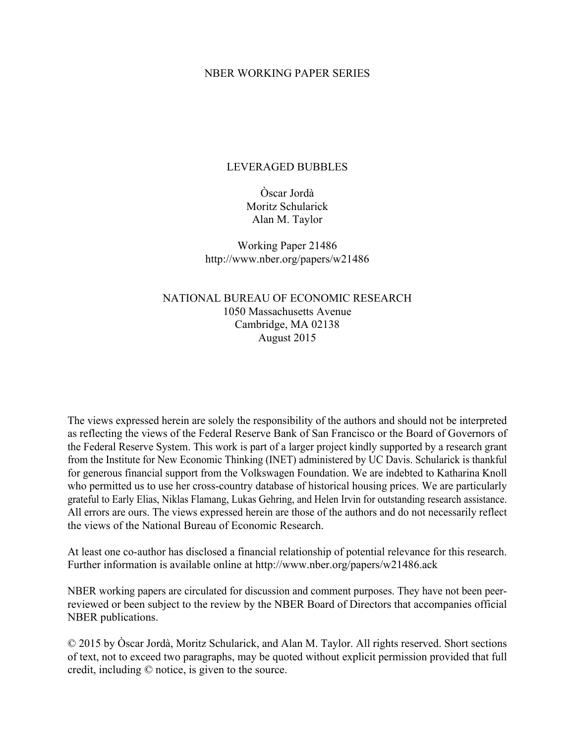NBER WORKING PAPER SERIES

# LEVERAGED BUBBLES

Òscar Jordà
Moritz Schularick
Alan M. Taylor

Working Paper 21486
http://www.nber.org/papers/w21486

NATIONAL BUREAU OF ECONOMIC RESEARCH
1050 Massachusetts Avenue
Cambridge, MA 02138
August 2015

The views expressed herein are solely the responsibility of the authors and should not be interpreted as reflecting the views of the Federal Reserve Bank of San Francisco or the Board of Governors of the Federal Reserve System. This work is part of a larger project kindly supported by a research grant from the Institute for New Economic Thinking (INET) administered by UC Davis. Schularick is thankful for generous financial support from the Volkswagen Foundation. We are indebted to Katharina Knoll who permitted us to use her cross-country database of historical housing prices. We are particularly grateful to Early Elias, Niklas Flamang, Lukas Gehring, and Helen Irvin for outstanding research assistance. All errors are ours. The views expressed herein are those of the authors and do not necessarily reflect the views of the National Bureau of Economic Research.

At least one co-author has disclosed a financial relationship of potential relevance for this research. Further information is available online at http://www.nber.org/papers/w21486.ack

NBER working papers are circulated for discussion and comment purposes. They have not been peer-reviewed or been subject to the review by the NBER Board of Directors that accompanies official NBER publications.

© 2015 by Òscar Jordà, Moritz Schularick, and Alan M. Taylor. All rights reserved. Short sections of text, not to exceed two paragraphs, may be quoted without explicit permission provided that full credit, including © notice, is given to the source.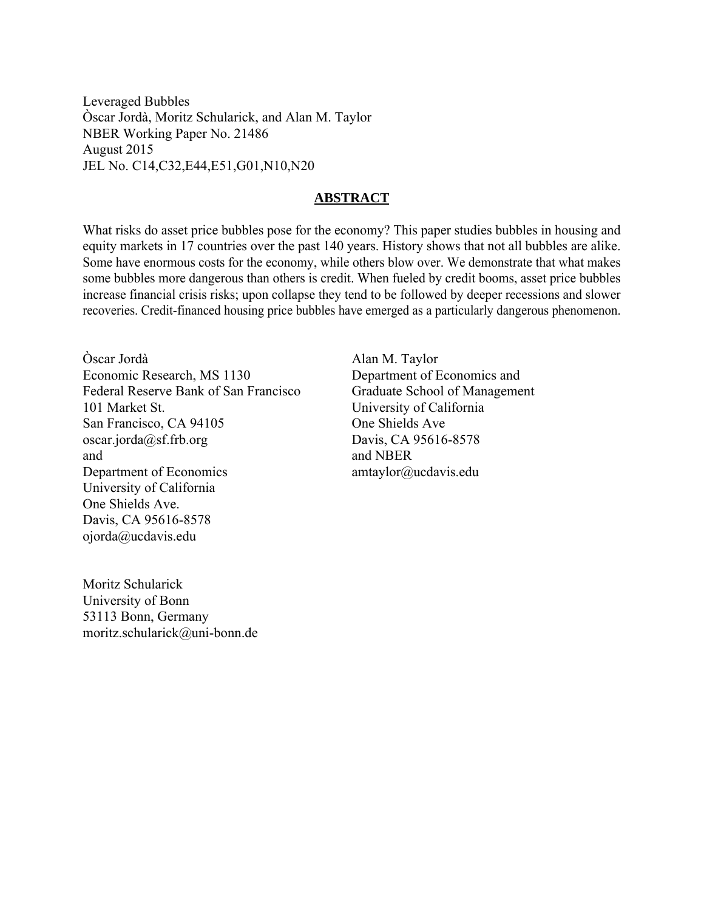Leveraged Bubbles
Òscar Jordà, Moritz Schularick, and Alan M. Taylor
NBER Working Paper No. 21486
August 2015
JEL No. C14,C32,E44,E51,G01,N10,N20

## ABSTRACT

What risks do asset price bubbles pose for the economy? This paper studies bubbles in housing and equity markets in 17 countries over the past 140 years. History shows that not all bubbles are alike. Some have enormous costs for the economy, while others blow over. We demonstrate that what makes some bubbles more dangerous than others is credit. When fueled by credit booms, asset price bubbles increase financial crisis risks; upon collapse they tend to be followed by deeper recessions and slower recoveries. Credit-financed housing price bubbles have emerged as a particularly dangerous phenomenon.

Òscar Jordà
Economic Research, MS 1130
Federal Reserve Bank of San Francisco
101 Market St.
San Francisco, CA 94105
oscar.jorda@sf.frb.org
and
Department of Economics
University of California
One Shields Ave.
Davis, CA 95616-8578
ojorda@ucdavis.edu

Alan M. Taylor
Department of Economics and
Graduate School of Management
University of California
One Shields Ave
Davis, CA 95616-8578
and NBER
amtaylor@ucdavis.edu

Moritz Schularick
University of Bonn
53113 Bonn, Germany
moritz.schularick@uni-bonn.de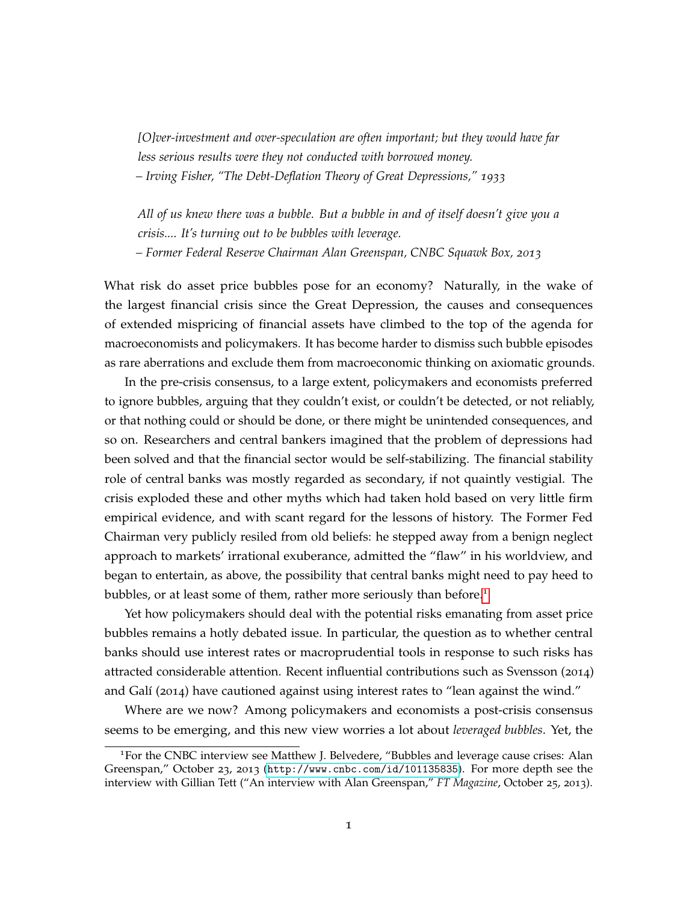*[O]ver-investment and over-speculation are often important; but they would have far less serious results were they not conducted with borrowed money.*
*– Irving Fisher, "The Debt-Deflation Theory of Great Depressions," 1933*

*All of us knew there was a bubble. But a bubble in and of itself doesn't give you a crisis.... It's turning out to be bubbles with leverage.*
*– Former Federal Reserve Chairman Alan Greenspan, CNBC Squawk Box, 2013*

What risk do asset price bubbles pose for an economy? Naturally, in the wake of the largest financial crisis since the Great Depression, the causes and consequences of extended mispricing of financial assets have climbed to the top of the agenda for macroeconomists and policymakers. It has become harder to dismiss such bubble episodes as rare aberrations and exclude them from macroeconomic thinking on axiomatic grounds.

In the pre-crisis consensus, to a large extent, policymakers and economists preferred to ignore bubbles, arguing that they couldn't exist, or couldn't be detected, or not reliably, or that nothing could or should be done, or there might be unintended consequences, and so on. Researchers and central bankers imagined that the problem of depressions had been solved and that the financial sector would be self-stabilizing. The financial stability role of central banks was mostly regarded as secondary, if not quaintly vestigial. The crisis exploded these and other myths which had taken hold based on very little firm empirical evidence, and with scant regard for the lessons of history. The Former Fed Chairman very publicly resiled from old beliefs: he stepped away from a benign neglect approach to markets' irrational exuberance, admitted the "flaw" in his worldview, and began to entertain, as above, the possibility that central banks might need to pay heed to bubbles, or at least some of them, rather more seriously than before.[1]

Yet how policymakers should deal with the potential risks emanating from asset price bubbles remains a hotly debated issue. In particular, the question as to whether central banks should use interest rates or macroprudential tools in response to such risks has attracted considerable attention. Recent influential contributions such as Svensson (2014) and Galí (2014) have cautioned against using interest rates to "lean against the wind."

Where are we now? Among policymakers and economists a post-crisis consensus seems to be emerging, and this new view worries a lot about *leveraged bubbles*. Yet, the

[1] For the CNBC interview see Matthew J. Belvedere, "Bubbles and leverage cause crises: Alan Greenspan," October 23, 2013 (http://www.cnbc.com/id/101135835). For more depth see the interview with Gillian Tett ("An interview with Alan Greenspan," *FT Magazine*, October 25, 2013).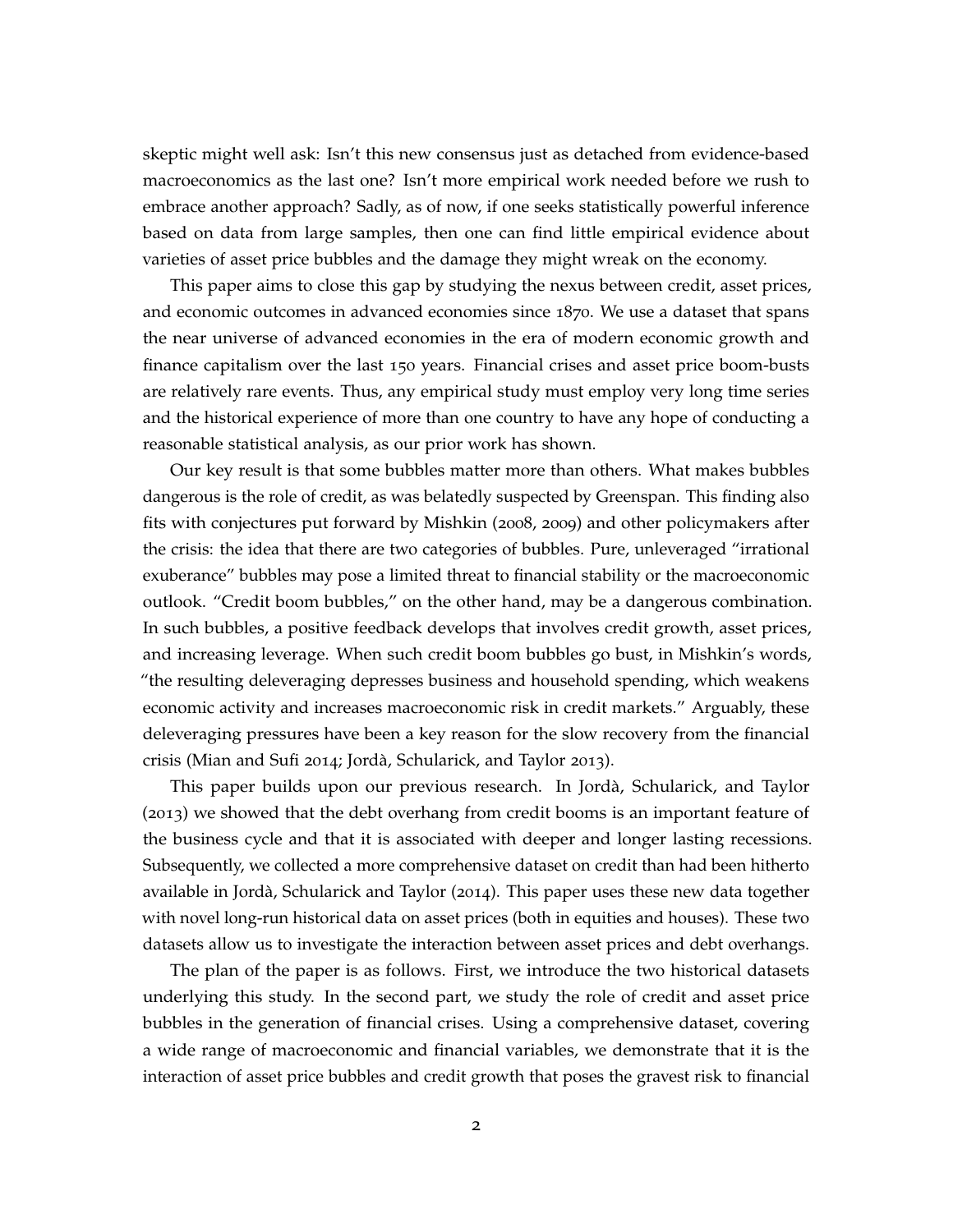skeptic might well ask: Isn't this new consensus just as detached from evidence-based macroeconomics as the last one? Isn't more empirical work needed before we rush to embrace another approach? Sadly, as of now, if one seeks statistically powerful inference based on data from large samples, then one can find little empirical evidence about varieties of asset price bubbles and the damage they might wreak on the economy.

This paper aims to close this gap by studying the nexus between credit, asset prices, and economic outcomes in advanced economies since 1870. We use a dataset that spans the near universe of advanced economies in the era of modern economic growth and finance capitalism over the last 150 years. Financial crises and asset price boom-busts are relatively rare events. Thus, any empirical study must employ very long time series and the historical experience of more than one country to have any hope of conducting a reasonable statistical analysis, as our prior work has shown.

Our key result is that some bubbles matter more than others. What makes bubbles dangerous is the role of credit, as was belatedly suspected by Greenspan. This finding also fits with conjectures put forward by Mishkin (2008, 2009) and other policymakers after the crisis: the idea that there are two categories of bubbles. Pure, unleveraged "irrational exuberance" bubbles may pose a limited threat to financial stability or the macroeconomic outlook. "Credit boom bubbles," on the other hand, may be a dangerous combination. In such bubbles, a positive feedback develops that involves credit growth, asset prices, and increasing leverage. When such credit boom bubbles go bust, in Mishkin's words, "the resulting deleveraging depresses business and household spending, which weakens economic activity and increases macroeconomic risk in credit markets." Arguably, these deleveraging pressures have been a key reason for the slow recovery from the financial crisis (Mian and Sufi 2014; Jordà, Schularick, and Taylor 2013).

This paper builds upon our previous research. In Jordà, Schularick, and Taylor (2013) we showed that the debt overhang from credit booms is an important feature of the business cycle and that it is associated with deeper and longer lasting recessions. Subsequently, we collected a more comprehensive dataset on credit than had been hitherto available in Jordà, Schularick and Taylor (2014). This paper uses these new data together with novel long-run historical data on asset prices (both in equities and houses). These two datasets allow us to investigate the interaction between asset prices and debt overhangs.

The plan of the paper is as follows. First, we introduce the two historical datasets underlying this study. In the second part, we study the role of credit and asset price bubbles in the generation of financial crises. Using a comprehensive dataset, covering a wide range of macroeconomic and financial variables, we demonstrate that it is the interaction of asset price bubbles and credit growth that poses the gravest risk to financial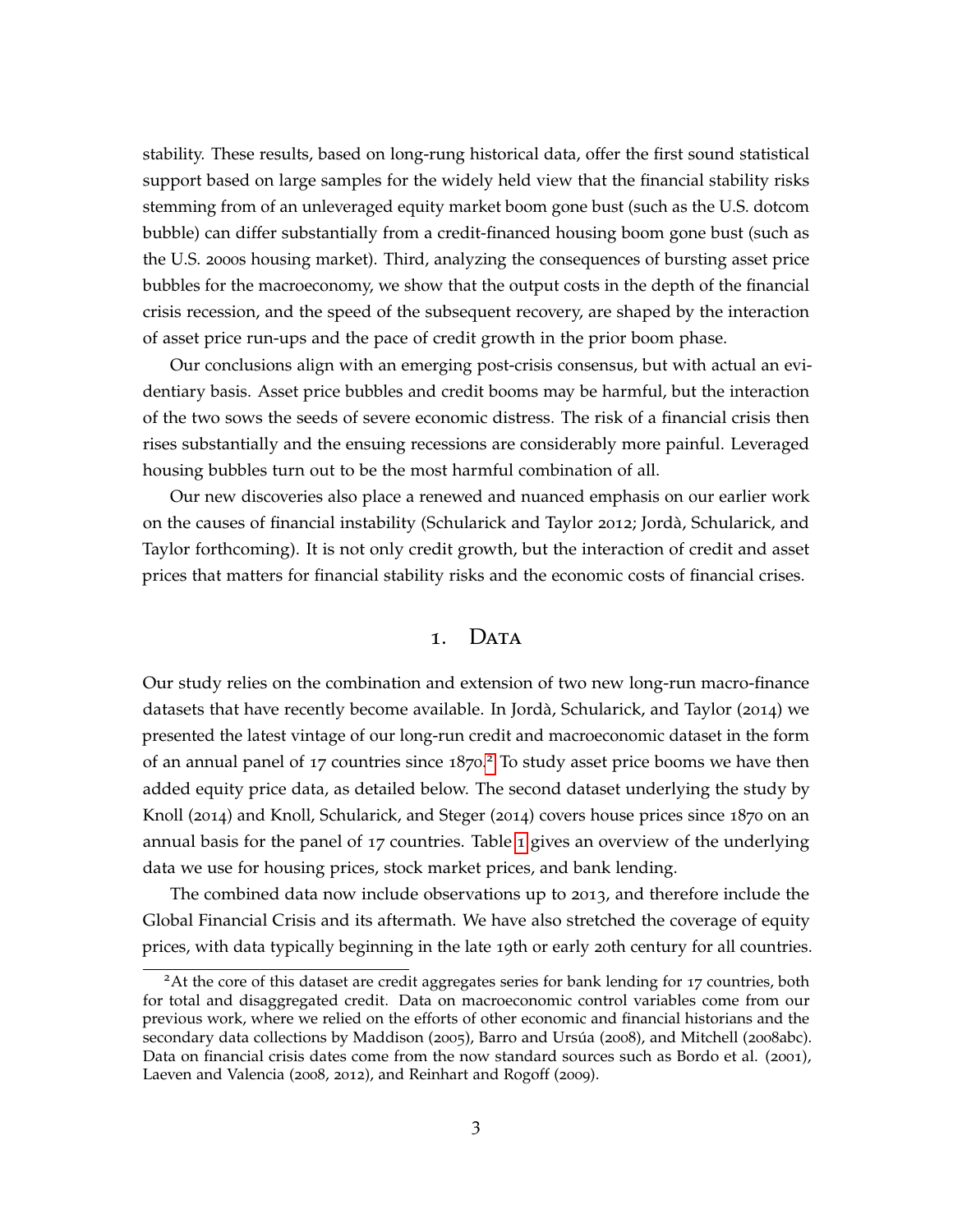stability. These results, based on long-rung historical data, offer the first sound statistical support based on large samples for the widely held view that the financial stability risks stemming from of an unleveraged equity market boom gone bust (such as the U.S. dotcom bubble) can differ substantially from a credit-financed housing boom gone bust (such as the U.S. 2000s housing market). Third, analyzing the consequences of bursting asset price bubbles for the macroeconomy, we show that the output costs in the depth of the financial crisis recession, and the speed of the subsequent recovery, are shaped by the interaction of asset price run-ups and the pace of credit growth in the prior boom phase.

Our conclusions align with an emerging post-crisis consensus, but with actual an evidentiary basis. Asset price bubbles and credit booms may be harmful, but the interaction of the two sows the seeds of severe economic distress. The risk of a financial crisis then rises substantially and the ensuing recessions are considerably more painful. Leveraged housing bubbles turn out to be the most harmful combination of all.

Our new discoveries also place a renewed and nuanced emphasis on our earlier work on the causes of financial instability (Schularick and Taylor 2012; Jordà, Schularick, and Taylor forthcoming). It is not only credit growth, but the interaction of credit and asset prices that matters for financial stability risks and the economic costs of financial crises.

# 1. Data

Our study relies on the combination and extension of two new long-run macro-finance datasets that have recently become available. In Jordà, Schularick, and Taylor (2014) we presented the latest vintage of our long-run credit and macroeconomic dataset in the form of an annual panel of 17 countries since 1870.[2] To study asset price booms we have then added equity price data, as detailed below. The second dataset underlying the study by Knoll (2014) and Knoll, Schularick, and Steger (2014) covers house prices since 1870 on an annual basis for the panel of 17 countries. Table 1 gives an overview of the underlying data we use for housing prices, stock market prices, and bank lending.

The combined data now include observations up to 2013, and therefore include the Global Financial Crisis and its aftermath. We have also stretched the coverage of equity prices, with data typically beginning in the late 19th or early 20th century for all countries.

[2] At the core of this dataset are credit aggregates series for bank lending for 17 countries, both for total and disaggregated credit. Data on macroeconomic control variables come from our previous work, where we relied on the efforts of other economic and financial historians and the secondary data collections by Maddison (2005), Barro and Ursúa (2008), and Mitchell (2008abc). Data on financial crisis dates come from the now standard sources such as Bordo et al. (2001), Laeven and Valencia (2008, 2012), and Reinhart and Rogoff (2009).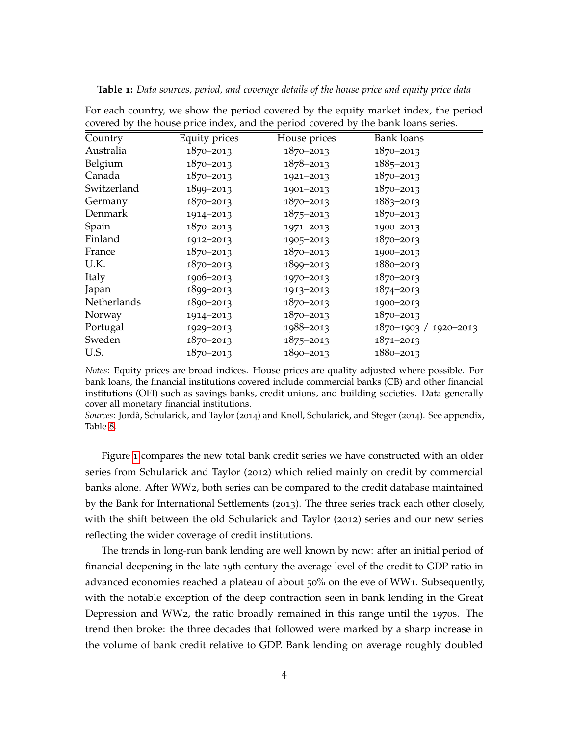**Table 1:** *Data sources, period, and coverage details of the house price and equity price data*

For each country, we show the period covered by the equity market index, the period covered by the house price index, and the period covered by the bank loans series.

| Country | Equity prices | House prices | Bank loans |
|---|---|---|---|
| Australia | 1870–2013 | 1870–2013 | 1870–2013 |
| Belgium | 1870–2013 | 1878–2013 | 1885–2013 |
| Canada | 1870–2013 | 1921–2013 | 1870–2013 |
| Switzerland | 1899–2013 | 1901–2013 | 1870–2013 |
| Germany | 1870–2013 | 1870–2013 | 1883–2013 |
| Denmark | 1914–2013 | 1875–2013 | 1870–2013 |
| Spain | 1870–2013 | 1971–2013 | 1900–2013 |
| Finland | 1912–2013 | 1905–2013 | 1870–2013 |
| France | 1870–2013 | 1870–2013 | 1900–2013 |
| U.K. | 1870–2013 | 1899–2013 | 1880–2013 |
| Italy | 1906–2013 | 1970–2013 | 1870–2013 |
| Japan | 1899–2013 | 1913–2013 | 1874–2013 |
| Netherlands | 1890–2013 | 1870–2013 | 1900–2013 |
| Norway | 1914–2013 | 1870–2013 | 1870–2013 |
| Portugal | 1929–2013 | 1988–2013 | 1870–1903 / 1920–2013 |
| Sweden | 1870–2013 | 1875–2013 | 1871–2013 |
| U.S. | 1870–2013 | 1890–2013 | 1880–2013 |

*Notes*: Equity prices are broad indices. House prices are quality adjusted where possible. For bank loans, the financial institutions covered include commercial banks (CB) and other financial institutions (OFI) such as savings banks, credit unions, and building societies. Data generally cover all monetary financial institutions.
*Sources*: Jordà, Schularick, and Taylor (2014) and Knoll, Schularick, and Steger (2014). See appendix, Table 8.

Figure 1 compares the new total bank credit series we have constructed with an older series from Schularick and Taylor (2012) which relied mainly on credit by commercial banks alone. After WW2, both series can be compared to the credit database maintained by the Bank for International Settlements (2013). The three series track each other closely, with the shift between the old Schularick and Taylor (2012) series and our new series reflecting the wider coverage of credit institutions.

The trends in long-run bank lending are well known by now: after an initial period of financial deepening in the late 19th century the average level of the credit-to-GDP ratio in advanced economies reached a plateau of about 50% on the eve of WW1. Subsequently, with the notable exception of the deep contraction seen in bank lending in the Great Depression and WW2, the ratio broadly remained in this range until the 1970s. The trend then broke: the three decades that followed were marked by a sharp increase in the volume of bank credit relative to GDP. Bank lending on average roughly doubled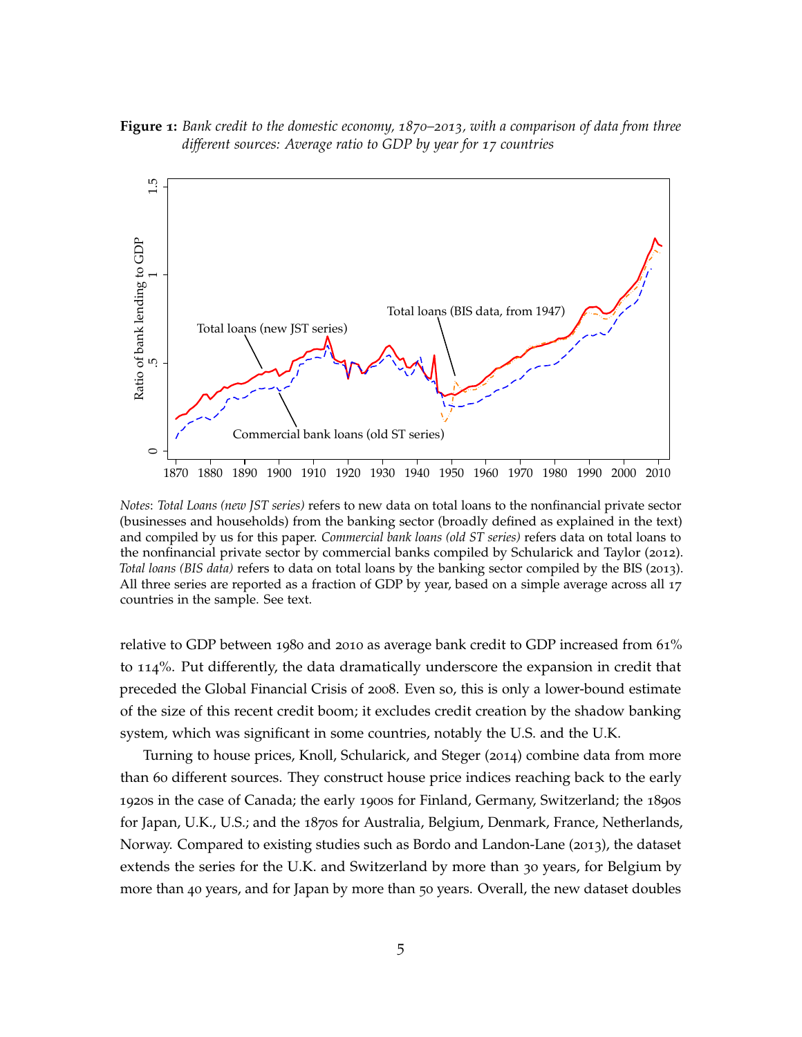**Figure 1:** *Bank credit to the domestic economy, 1870–2013, with a comparison of data from three different sources: Average ratio to GDP by year for 17 countries*

Ratio of bank lending to GDP

0
.5
1
1.5

1870 1880 1890 1900 1910 1920 1930 1940 1950 1960 1970 1980 1990 2000 2010

Total loans (new JST series)

Total loans (BIS data, from 1947)

Commercial bank loans (old ST series)

*Notes*: *Total Loans (new JST series)* refers to new data on total loans to the nonfinancial private sector (businesses and households) from the banking sector (broadly defined as explained in the text) and compiled by us for this paper. *Commercial bank loans (old ST series)* refers data on total loans to the nonfinancial private sector by commercial banks compiled by Schularick and Taylor (2012). *Total loans (BIS data)* refers to data on total loans by the banking sector compiled by the BIS (2013). All three series are reported as a fraction of GDP by year, based on a simple average across all 17 countries in the sample. See text.

relative to GDP between 1980 and 2010 as average bank credit to GDP increased from 61% to 114%. Put differently, the data dramatically underscore the expansion in credit that preceded the Global Financial Crisis of 2008. Even so, this is only a lower-bound estimate of the size of this recent credit boom; it excludes credit creation by the shadow banking system, which was significant in some countries, notably the U.S. and the U.K.

Turning to house prices, Knoll, Schularick, and Steger (2014) combine data from more than 60 different sources. They construct house price indices reaching back to the early 1920s in the case of Canada; the early 1900s for Finland, Germany, Switzerland; the 1890s for Japan, U.K., U.S.; and the 1870s for Australia, Belgium, Denmark, France, Netherlands, Norway. Compared to existing studies such as Bordo and Landon-Lane (2013), the dataset extends the series for the U.K. and Switzerland by more than 30 years, for Belgium by more than 40 years, and for Japan by more than 50 years. Overall, the new dataset doubles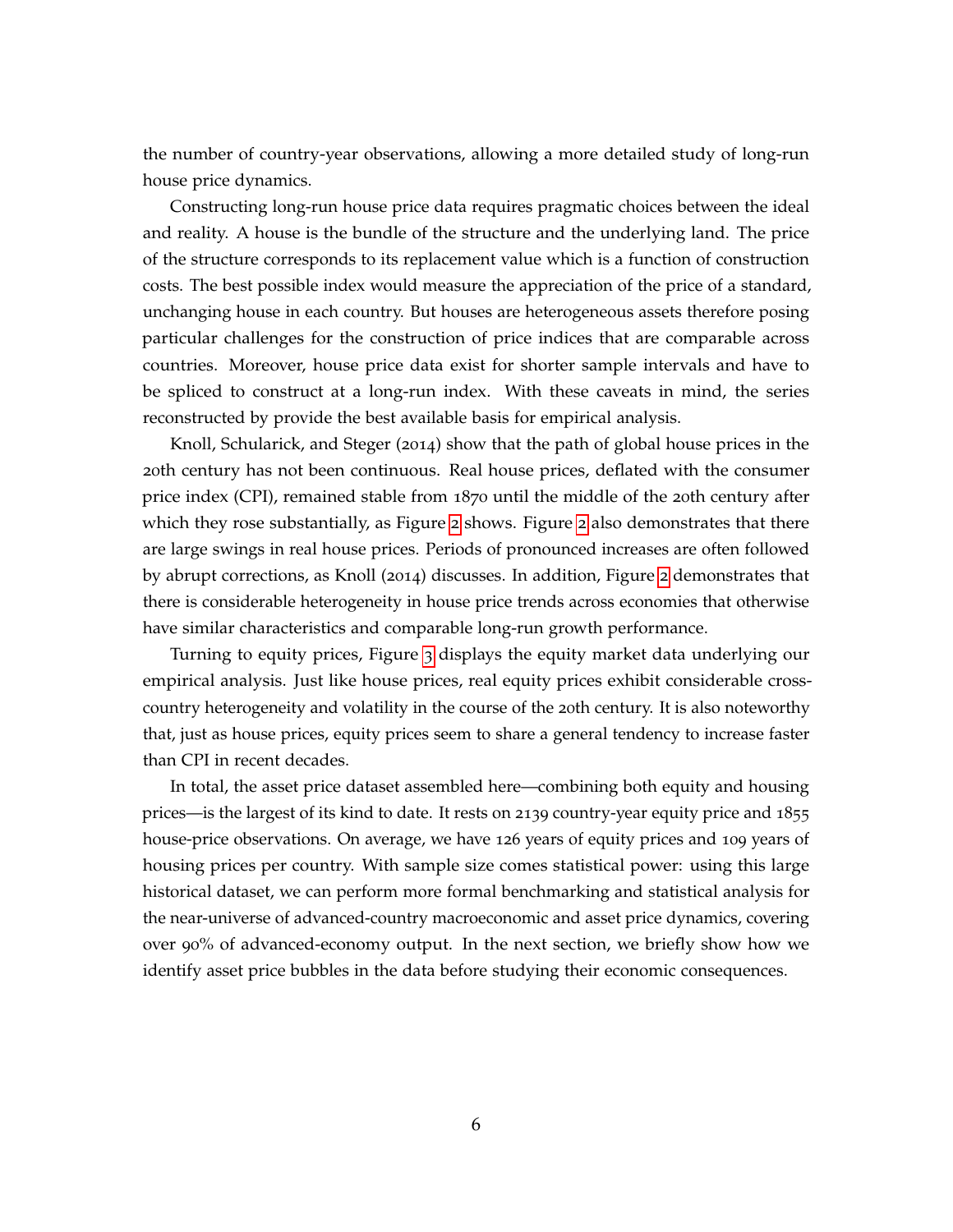the number of country-year observations, allowing a more detailed study of long-run house price dynamics.

Constructing long-run house price data requires pragmatic choices between the ideal and reality. A house is the bundle of the structure and the underlying land. The price of the structure corresponds to its replacement value which is a function of construction costs. The best possible index would measure the appreciation of the price of a standard, unchanging house in each country. But houses are heterogeneous assets therefore posing particular challenges for the construction of price indices that are comparable across countries. Moreover, house price data exist for shorter sample intervals and have to be spliced to construct at a long-run index. With these caveats in mind, the series reconstructed by provide the best available basis for empirical analysis.

Knoll, Schularick, and Steger (2014) show that the path of global house prices in the 20th century has not been continuous. Real house prices, deflated with the consumer price index (CPI), remained stable from 1870 until the middle of the 20th century after which they rose substantially, as Figure 2 shows. Figure 2 also demonstrates that there are large swings in real house prices. Periods of pronounced increases are often followed by abrupt corrections, as Knoll (2014) discusses. In addition, Figure 2 demonstrates that there is considerable heterogeneity in house price trends across economies that otherwise have similar characteristics and comparable long-run growth performance.

Turning to equity prices, Figure 3 displays the equity market data underlying our empirical analysis. Just like house prices, real equity prices exhibit considerable cross-country heterogeneity and volatility in the course of the 20th century. It is also noteworthy that, just as house prices, equity prices seem to share a general tendency to increase faster than CPI in recent decades.

In total, the asset price dataset assembled here—combining both equity and housing prices—is the largest of its kind to date. It rests on 2139 country-year equity price and 1855 house-price observations. On average, we have 126 years of equity prices and 109 years of housing prices per country. With sample size comes statistical power: using this large historical dataset, we can perform more formal benchmarking and statistical analysis for the near-universe of advanced-country macroeconomic and asset price dynamics, covering over 90% of advanced-economy output. In the next section, we briefly show how we identify asset price bubbles in the data before studying their economic consequences.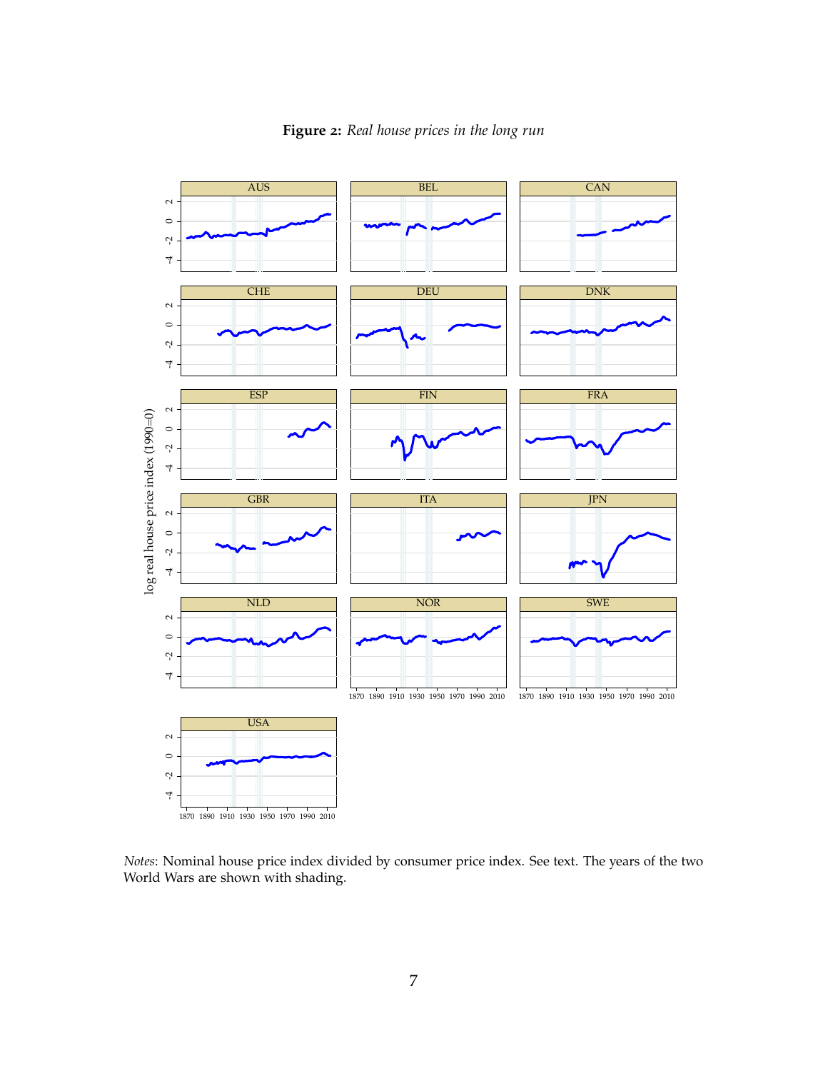**Figure 2:** *Real house prices in the long run*

AUS

BEL

CAN

CHE

DEU

DNK

ESP

FIN

FRA

GBR

ITA

JPN

NLD

NOR

SWE

USA

log real house price index (1990=0)

2

0

-2

-4

1870 1890 1910 1930 1950 1970 1990 2010

*Notes*: Nominal house price index divided by consumer price index. See text. The years of the two World Wars are shown with shading.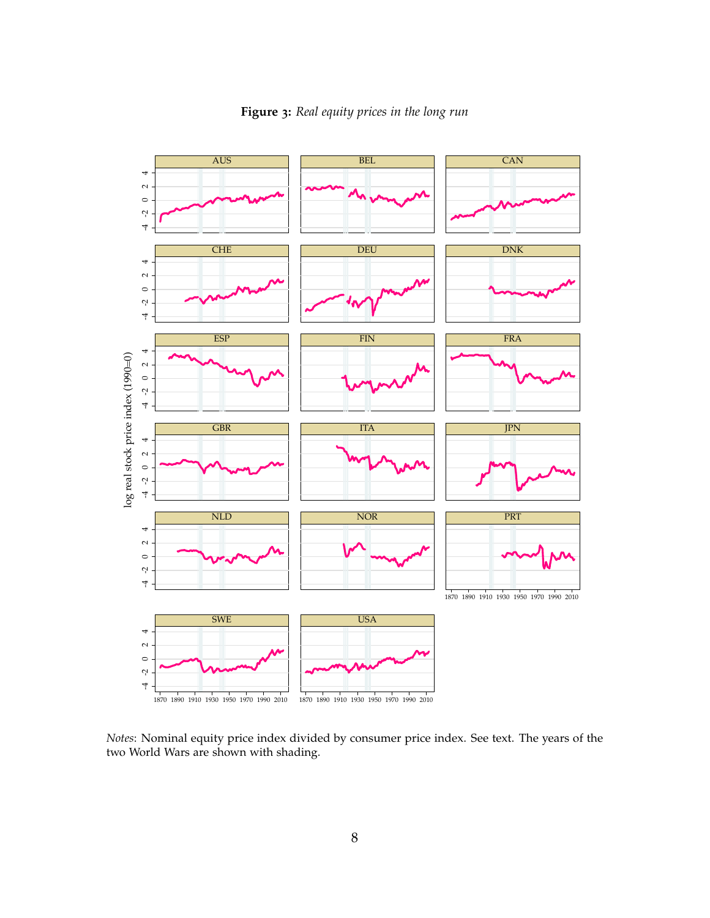**Figure 3:** *Real equity prices in the long run*

AUS
BEL
CAN
CHE
DEU
DNK
ESP
FIN
FRA
GBR
ITA
JPN
NLD
NOR
PRT
SWE
USA

log real stock price index (1990=0)

-4 -2 0 2 4

1870 1890 1910 1930 1950 1970 1990 2010

*Notes*: Nominal equity price index divided by consumer price index. See text. The years of the two World Wars are shown with shading.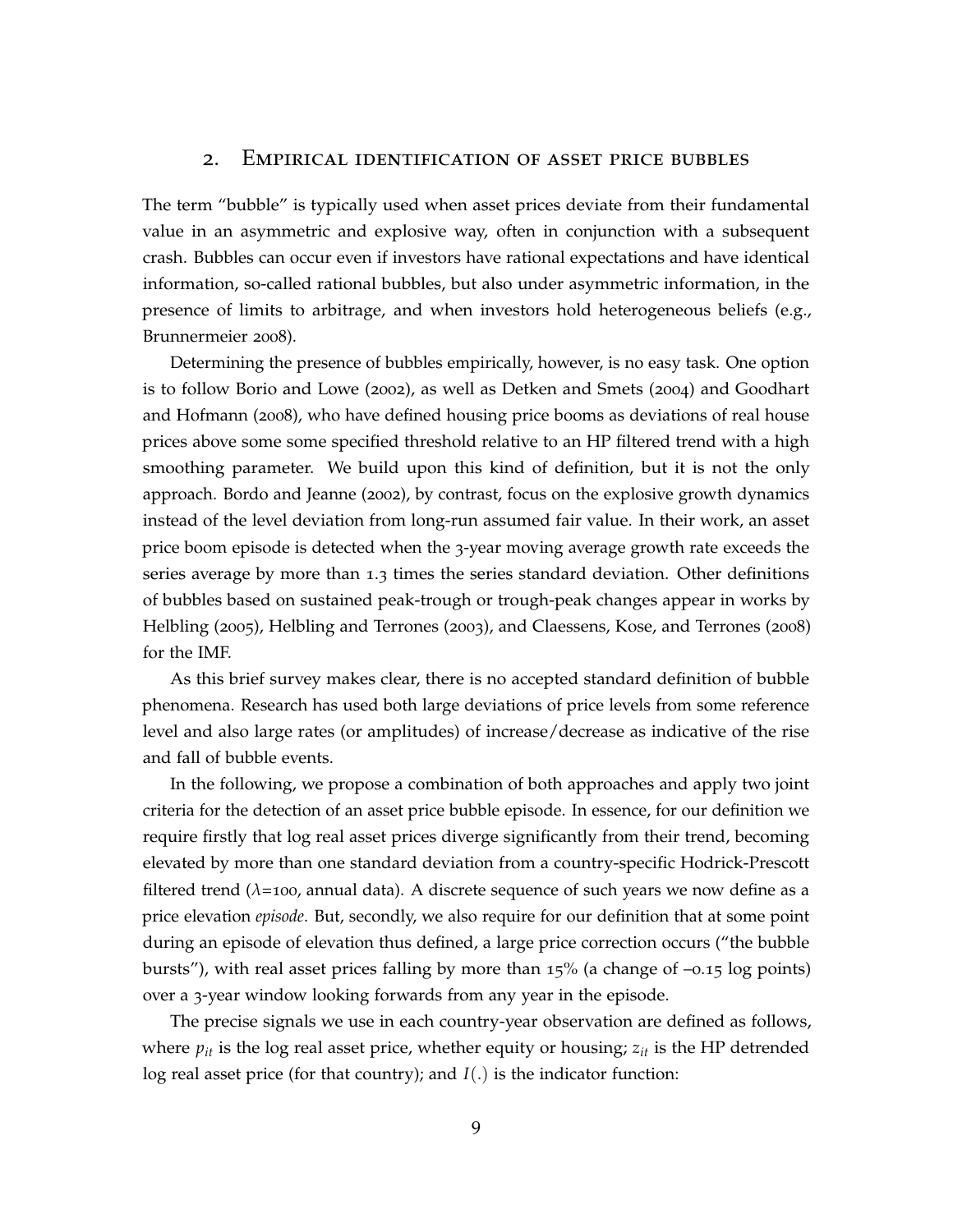## 2. Empirical identification of asset price bubbles

The term "bubble" is typically used when asset prices deviate from their fundamental value in an asymmetric and explosive way, often in conjunction with a subsequent crash. Bubbles can occur even if investors have rational expectations and have identical information, so-called rational bubbles, but also under asymmetric information, in the presence of limits to arbitrage, and when investors hold heterogeneous beliefs (e.g., Brunnermeier 2008).

Determining the presence of bubbles empirically, however, is no easy task. One option is to follow Borio and Lowe (2002), as well as Detken and Smets (2004) and Goodhart and Hofmann (2008), who have defined housing price booms as deviations of real house prices above some some specified threshold relative to an HP filtered trend with a high smoothing parameter. We build upon this kind of definition, but it is not the only approach. Bordo and Jeanne (2002), by contrast, focus on the explosive growth dynamics instead of the level deviation from long-run assumed fair value. In their work, an asset price boom episode is detected when the 3-year moving average growth rate exceeds the series average by more than 1.3 times the series standard deviation. Other definitions of bubbles based on sustained peak-trough or trough-peak changes appear in works by Helbling (2005), Helbling and Terrones (2003), and Claessens, Kose, and Terrones (2008) for the IMF.

As this brief survey makes clear, there is no accepted standard definition of bubble phenomena. Research has used both large deviations of price levels from some reference level and also large rates (or amplitudes) of increase/decrease as indicative of the rise and fall of bubble events.

In the following, we propose a combination of both approaches and apply two joint criteria for the detection of an asset price bubble episode. In essence, for our definition we require firstly that log real asset prices diverge significantly from their trend, becoming elevated by more than one standard deviation from a country-specific Hodrick-Prescott filtered trend ($\lambda$=100, annual data). A discrete sequence of such years we now define as a price elevation *episode*. But, secondly, we also require for our definition that at some point during an episode of elevation thus defined, a large price correction occurs ("the bubble bursts"), with real asset prices falling by more than 15% (a change of –0.15 log points) over a 3-year window looking forwards from any year in the episode.

The precise signals we use in each country-year observation are defined as follows, where $p_{it}$ is the log real asset price, whether equity or housing; $z_{it}$ is the HP detrended log real asset price (for that country); and $I(.)$ is the indicator function: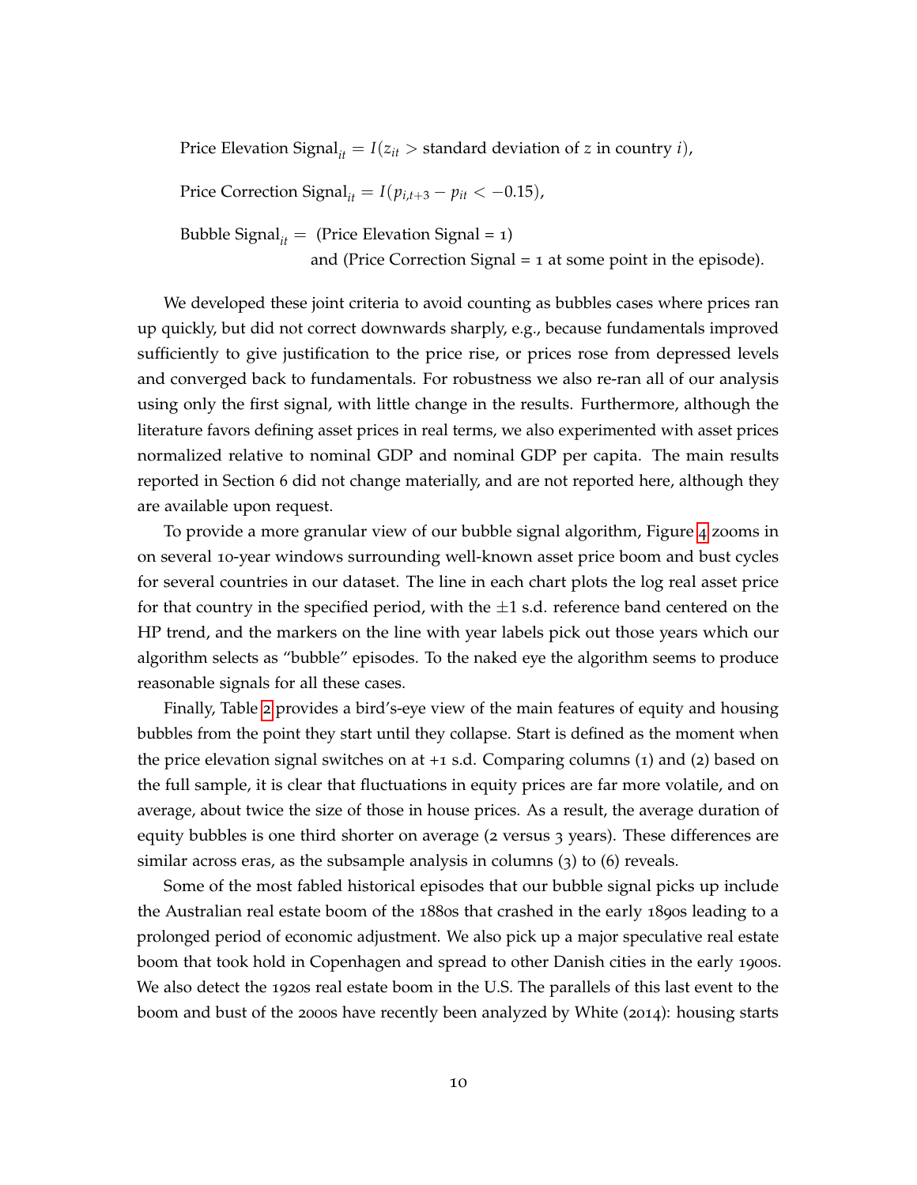$$\text{Price Elevation Signal}_{it} = I(z_{it} > \text{standard deviation of } z \text{ in country } i),$$

$$\text{Price Correction Signal}_{it} = I(p_{i,t+3} - p_{it} < -0.15),$$

$$\text{Bubble Signal}_{it} = \text{ (Price Elevation Signal = 1)}$$
$$\text{and (Price Correction Signal = 1 at some point in the episode).}$$

We developed these joint criteria to avoid counting as bubbles cases where prices ran up quickly, but did not correct downwards sharply, e.g., because fundamentals improved sufficiently to give justification to the price rise, or prices rose from depressed levels and converged back to fundamentals. For robustness we also re-ran all of our analysis using only the first signal, with little change in the results. Furthermore, although the literature favors defining asset prices in real terms, we also experimented with asset prices normalized relative to nominal GDP and nominal GDP per capita. The main results reported in Section 6 did not change materially, and are not reported here, although they are available upon request.

To provide a more granular view of our bubble signal algorithm, Figure 4 zooms in on several 10-year windows surrounding well-known asset price boom and bust cycles for several countries in our dataset. The line in each chart plots the log real asset price for that country in the specified period, with the $\pm 1$ s.d. reference band centered on the HP trend, and the markers on the line with year labels pick out those years which our algorithm selects as "bubble" episodes. To the naked eye the algorithm seems to produce reasonable signals for all these cases.

Finally, Table 2 provides a bird's-eye view of the main features of equity and housing bubbles from the point they start until they collapse. Start is defined as the moment when the price elevation signal switches on at +1 s.d. Comparing columns (1) and (2) based on the full sample, it is clear that fluctuations in equity prices are far more volatile, and on average, about twice the size of those in house prices. As a result, the average duration of equity bubbles is one third shorter on average (2 versus 3 years). These differences are similar across eras, as the subsample analysis in columns (3) to (6) reveals.

Some of the most fabled historical episodes that our bubble signal picks up include the Australian real estate boom of the 1880s that crashed in the early 1890s leading to a prolonged period of economic adjustment. We also pick up a major speculative real estate boom that took hold in Copenhagen and spread to other Danish cities in the early 1900s. We also detect the 1920s real estate boom in the U.S. The parallels of this last event to the boom and bust of the 2000s have recently been analyzed by White (2014): housing starts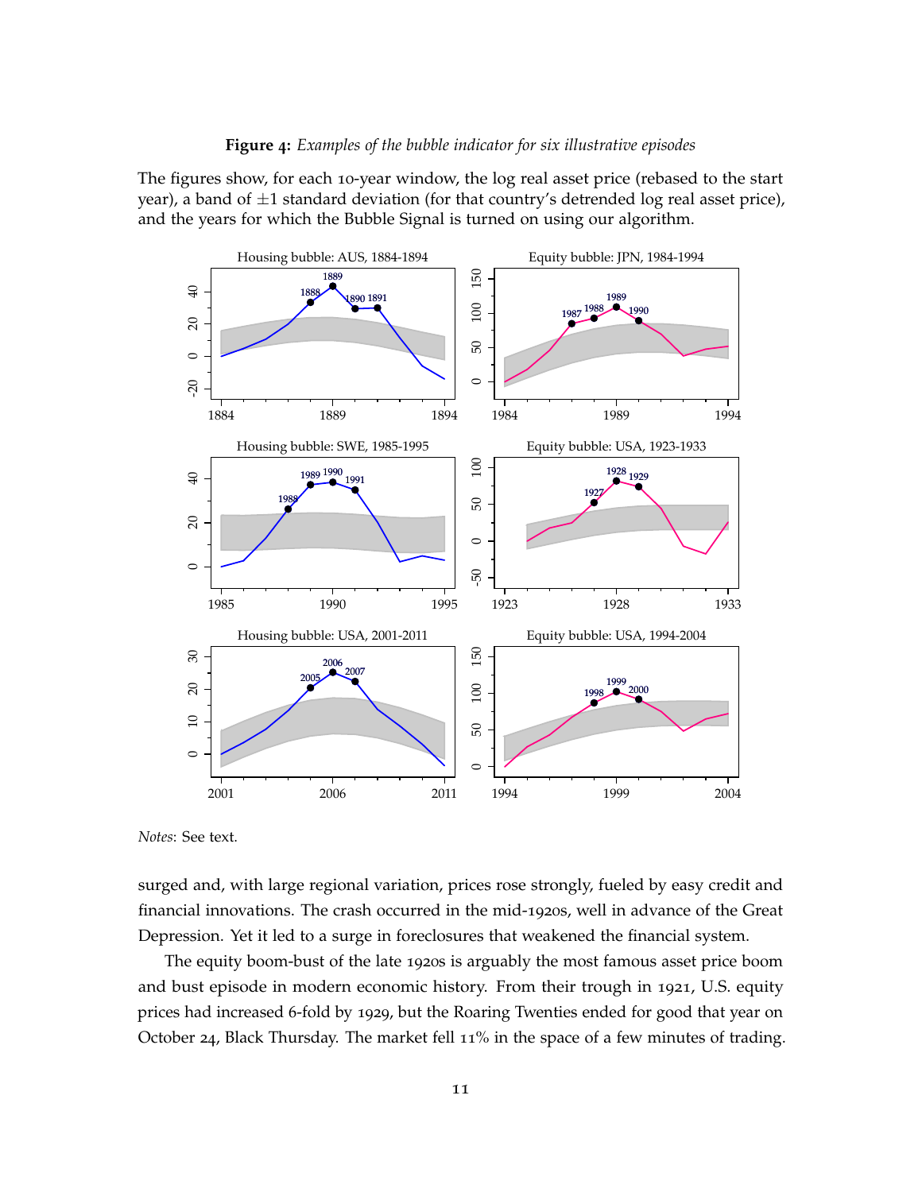**Figure 4:** *Examples of the bubble indicator for six illustrative episodes*

The figures show, for each 10-year window, the log real asset price (rebased to the start year), a band of $\pm 1$ standard deviation (for that country's detrended log real asset price), and the years for which the Bubble Signal is turned on using our algorithm.

Housing bubble: AUS, 1884-1894

1888 1889 1890 1891

Equity bubble: JPN, 1984-1994

1987 1988 1989 1990

Housing bubble: SWE, 1985-1995

1988 1989 1990 1991

Equity bubble: USA, 1923-1933

1927 1928 1929

Housing bubble: USA, 2001-2011

2005 2006 2007

Equity bubble: USA, 1994-2004

1998 1999 2000

*Notes*: See text.

surged and, with large regional variation, prices rose strongly, fueled by easy credit and financial innovations. The crash occurred in the mid-1920s, well in advance of the Great Depression. Yet it led to a surge in foreclosures that weakened the financial system.

The equity boom-bust of the late 1920s is arguably the most famous asset price boom and bust episode in modern economic history. From their trough in 1921, U.S. equity prices had increased 6-fold by 1929, but the Roaring Twenties ended for good that year on October 24, Black Thursday. The market fell 11% in the space of a few minutes of trading.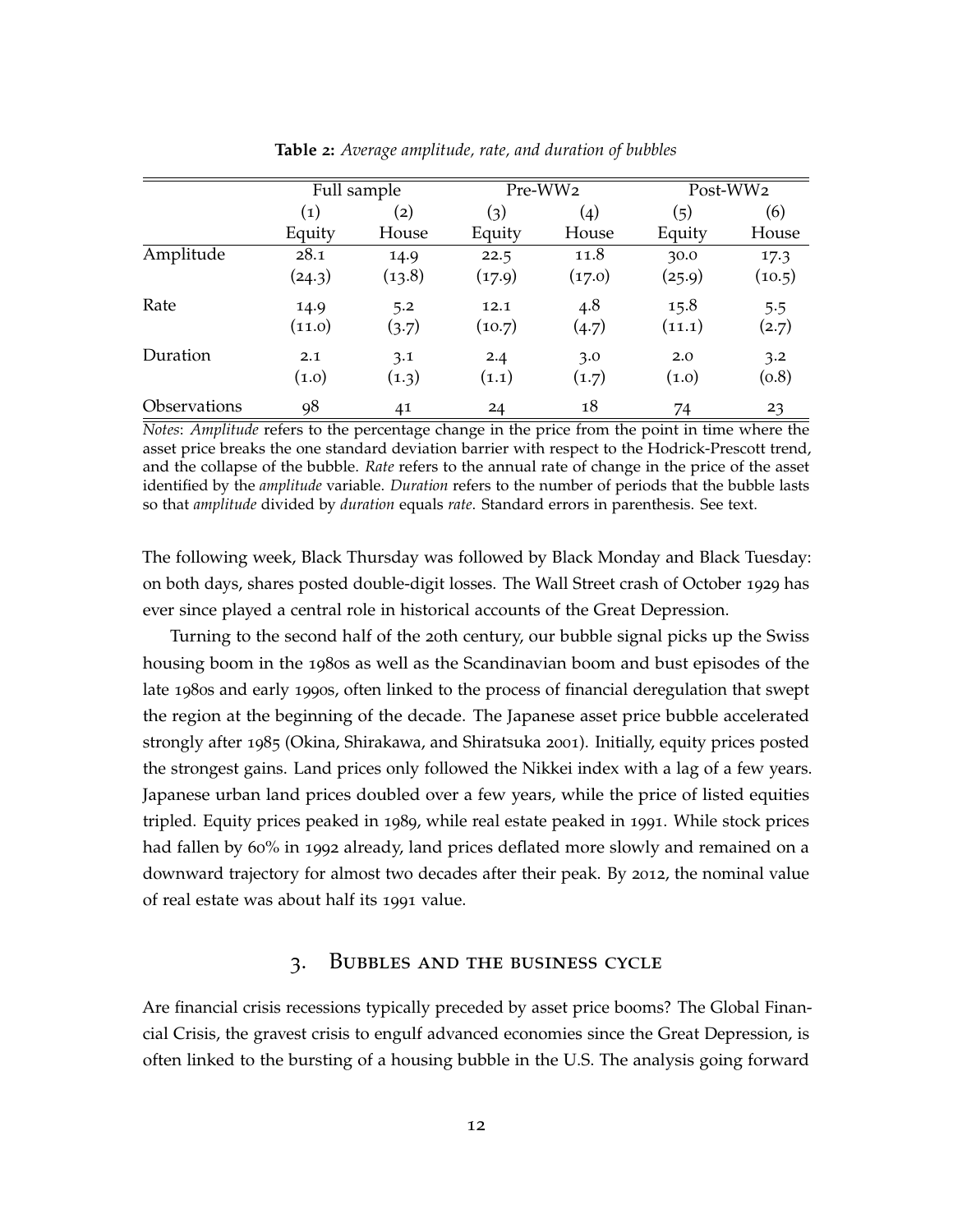**Table 2:** *Average amplitude, rate, and duration of bubbles*

| | Full sample | | Pre-WW2 | | Post-WW2 | |
|---|---|---|---|---|---|---|
| | (1) | (2) | (3) | (4) | (5) | (6) |
| | Equity | House | Equity | House | Equity | House |
| Amplitude | 28.1 | 14.9 | 22.5 | 11.8 | 30.0 | 17.3 |
| | (24.3) | (13.8) | (17.9) | (17.0) | (25.9) | (10.5) |
| Rate | 14.9 | 5.2 | 12.1 | 4.8 | 15.8 | 5.5 |
| | (11.0) | (3.7) | (10.7) | (4.7) | (11.1) | (2.7) |
| Duration | 2.1 | 3.1 | 2.4 | 3.0 | 2.0 | 3.2 |
| | (1.0) | (1.3) | (1.1) | (1.7) | (1.0) | (0.8) |
| Observations | 98 | 41 | 24 | 18 | 74 | 23 |

*Notes*: *Amplitude* refers to the percentage change in the price from the point in time where the asset price breaks the one standard deviation barrier with respect to the Hodrick-Prescott trend, and the collapse of the bubble. *Rate* refers to the annual rate of change in the price of the asset identified by the *amplitude* variable. *Duration* refers to the number of periods that the bubble lasts so that *amplitude* divided by *duration* equals *rate*. Standard errors in parenthesis. See text.

The following week, Black Thursday was followed by Black Monday and Black Tuesday: on both days, shares posted double-digit losses. The Wall Street crash of October 1929 has ever since played a central role in historical accounts of the Great Depression.

Turning to the second half of the 20th century, our bubble signal picks up the Swiss housing boom in the 1980s as well as the Scandinavian boom and bust episodes of the late 1980s and early 1990s, often linked to the process of financial deregulation that swept the region at the beginning of the decade. The Japanese asset price bubble accelerated strongly after 1985 (Okina, Shirakawa, and Shiratsuka 2001). Initially, equity prices posted the strongest gains. Land prices only followed the Nikkei index with a lag of a few years. Japanese urban land prices doubled over a few years, while the price of listed equities tripled. Equity prices peaked in 1989, while real estate peaked in 1991. While stock prices had fallen by 60% in 1992 already, land prices deflated more slowly and remained on a downward trajectory for almost two decades after their peak. By 2012, the nominal value of real estate was about half its 1991 value.

## 3. Bubbles and the business cycle

Are financial crisis recessions typically preceded by asset price booms? The Global Financial Crisis, the gravest crisis to engulf advanced economies since the Great Depression, is often linked to the bursting of a housing bubble in the U.S. The analysis going forward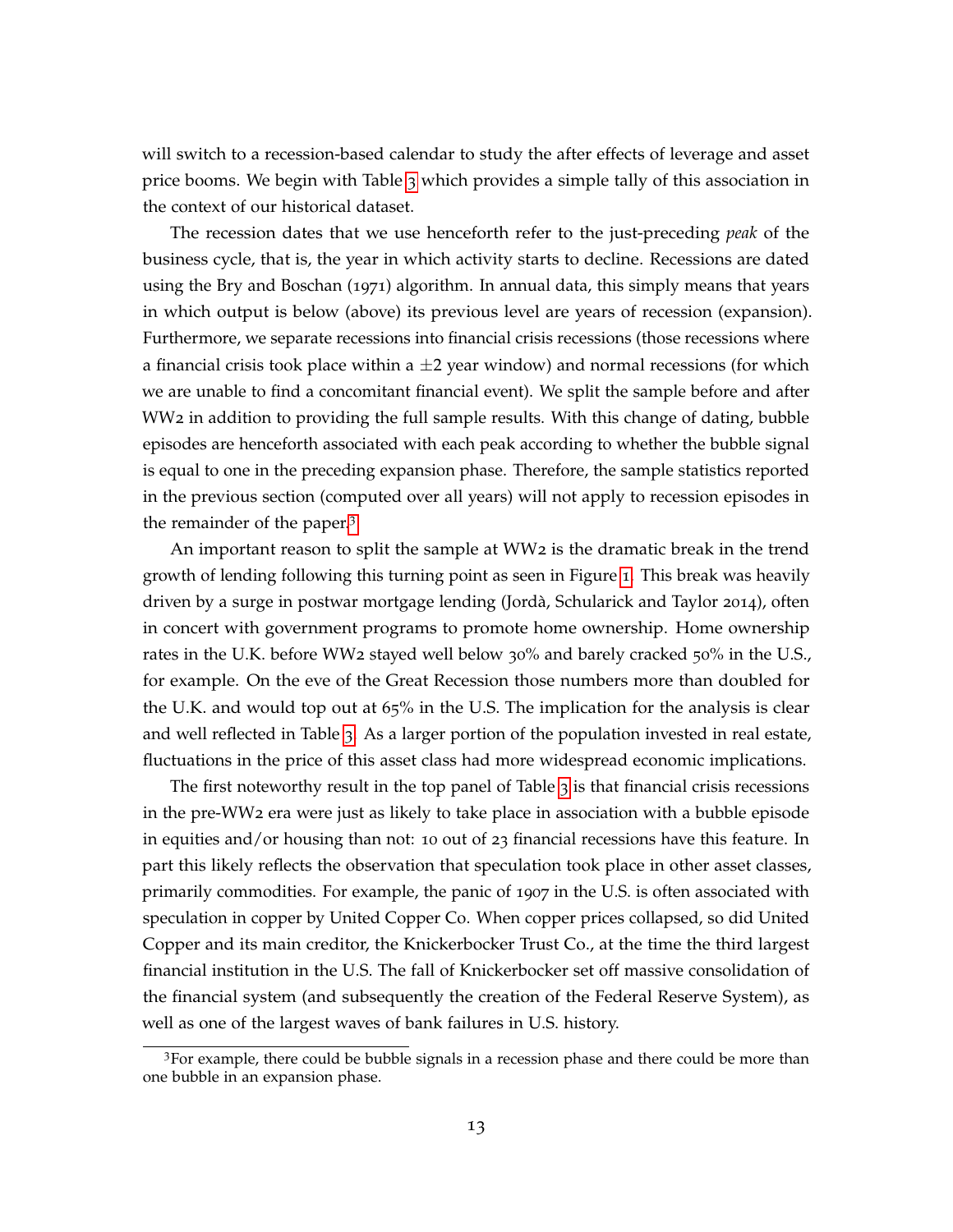will switch to a recession-based calendar to study the after effects of leverage and asset price booms. We begin with Table 3 which provides a simple tally of this association in the context of our historical dataset.

The recession dates that we use henceforth refer to the just-preceding *peak* of the business cycle, that is, the year in which activity starts to decline. Recessions are dated using the Bry and Boschan (1971) algorithm. In annual data, this simply means that years in which output is below (above) its previous level are years of recession (expansion). Furthermore, we separate recessions into financial crisis recessions (those recessions where a financial crisis took place within a $\pm 2$ year window) and normal recessions (for which we are unable to find a concomitant financial event). We split the sample before and after WW2 in addition to providing the full sample results. With this change of dating, bubble episodes are henceforth associated with each peak according to whether the bubble signal is equal to one in the preceding expansion phase. Therefore, the sample statistics reported in the previous section (computed over all years) will not apply to recession episodes in the remainder of the paper.[3]

An important reason to split the sample at WW2 is the dramatic break in the trend growth of lending following this turning point as seen in Figure 1. This break was heavily driven by a surge in postwar mortgage lending (Jordà, Schularick and Taylor 2014), often in concert with government programs to promote home ownership. Home ownership rates in the U.K. before WW2 stayed well below 30% and barely cracked 50% in the U.S., for example. On the eve of the Great Recession those numbers more than doubled for the U.K. and would top out at 65% in the U.S. The implication for the analysis is clear and well reflected in Table 3. As a larger portion of the population invested in real estate, fluctuations in the price of this asset class had more widespread economic implications.

The first noteworthy result in the top panel of Table 3 is that financial crisis recessions in the pre-WW2 era were just as likely to take place in association with a bubble episode in equities and/or housing than not: 10 out of 23 financial recessions have this feature. In part this likely reflects the observation that speculation took place in other asset classes, primarily commodities. For example, the panic of 1907 in the U.S. is often associated with speculation in copper by United Copper Co. When copper prices collapsed, so did United Copper and its main creditor, the Knickerbocker Trust Co., at the time the third largest financial institution in the U.S. The fall of Knickerbocker set off massive consolidation of the financial system (and subsequently the creation of the Federal Reserve System), as well as one of the largest waves of bank failures in U.S. history.

[3] For example, there could be bubble signals in a recession phase and there could be more than one bubble in an expansion phase.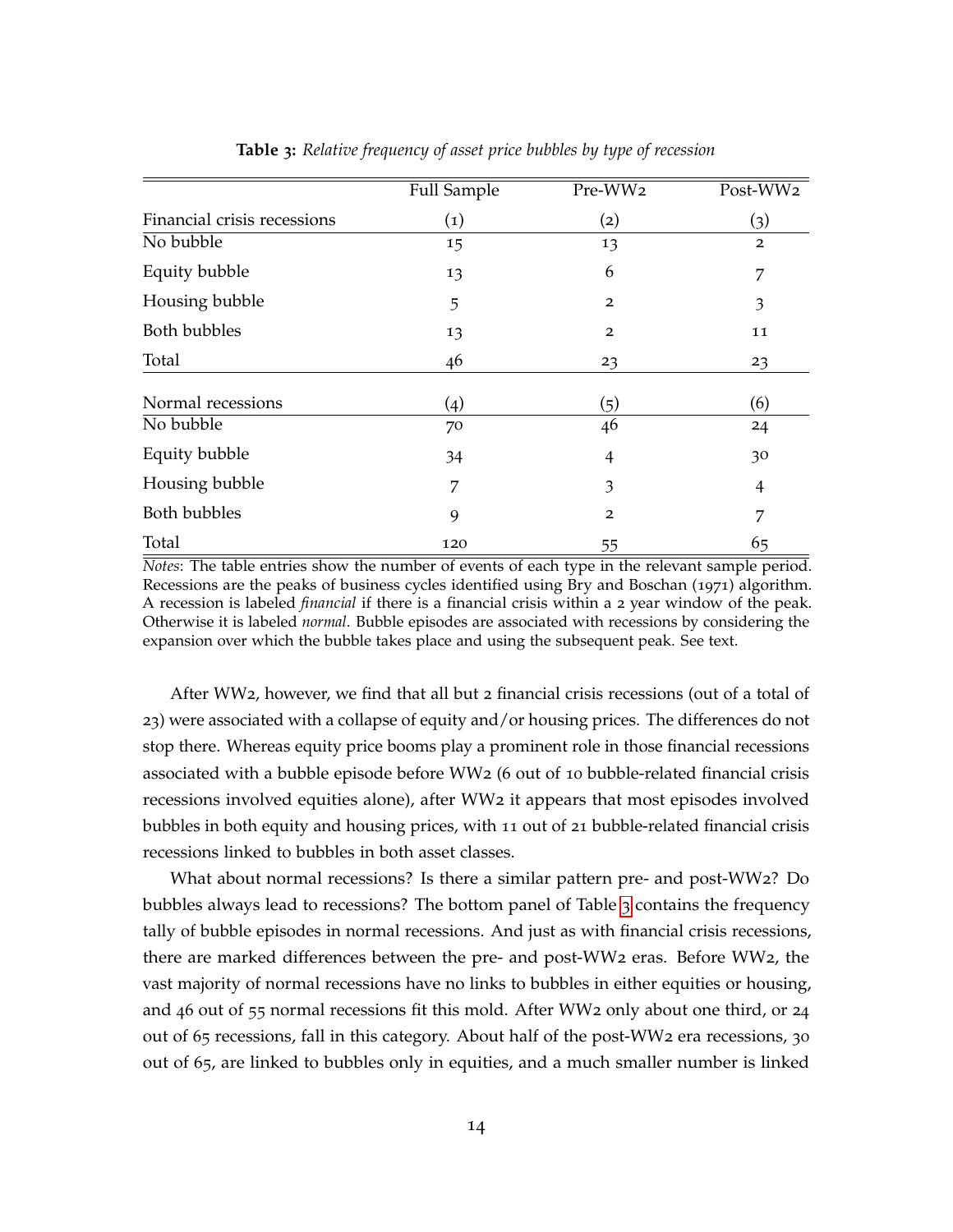**Table 3:** *Relative frequency of asset price bubbles by type of recession*

| | Full Sample | Pre-WW2 | Post-WW2 |
|---|---|---|---|
| Financial crisis recessions | (1) | (2) | (3) |
| No bubble | 15 | 13 | 2 |
| Equity bubble | 13 | 6 | 7 |
| Housing bubble | 5 | 2 | 3 |
| Both bubbles | 13 | 2 | 11 |
| Total | 46 | 23 | 23 |
| Normal recessions | (4) | (5) | (6) |
| No bubble | 70 | 46 | 24 |
| Equity bubble | 34 | 4 | 30 |
| Housing bubble | 7 | 3 | 4 |
| Both bubbles | 9 | 2 | 7 |
| Total | 120 | 55 | 65 |

*Notes*: The table entries show the number of events of each type in the relevant sample period. Recessions are the peaks of business cycles identified using Bry and Boschan (1971) algorithm. A recession is labeled *financial* if there is a financial crisis within a 2 year window of the peak. Otherwise it is labeled *normal*. Bubble episodes are associated with recessions by considering the expansion over which the bubble takes place and using the subsequent peak. See text.

After WW2, however, we find that all but 2 financial crisis recessions (out of a total of 23) were associated with a collapse of equity and/or housing prices. The differences do not stop there. Whereas equity price booms play a prominent role in those financial recessions associated with a bubble episode before WW2 (6 out of 10 bubble-related financial crisis recessions involved equities alone), after WW2 it appears that most episodes involved bubbles in both equity and housing prices, with 11 out of 21 bubble-related financial crisis recessions linked to bubbles in both asset classes.

What about normal recessions? Is there a similar pattern pre- and post-WW2? Do bubbles always lead to recessions? The bottom panel of Table 3 contains the frequency tally of bubble episodes in normal recessions. And just as with financial crisis recessions, there are marked differences between the pre- and post-WW2 eras. Before WW2, the vast majority of normal recessions have no links to bubbles in either equities or housing, and 46 out of 55 normal recessions fit this mold. After WW2 only about one third, or 24 out of 65 recessions, fall in this category. About half of the post-WW2 era recessions, 30 out of 65, are linked to bubbles only in equities, and a much smaller number is linked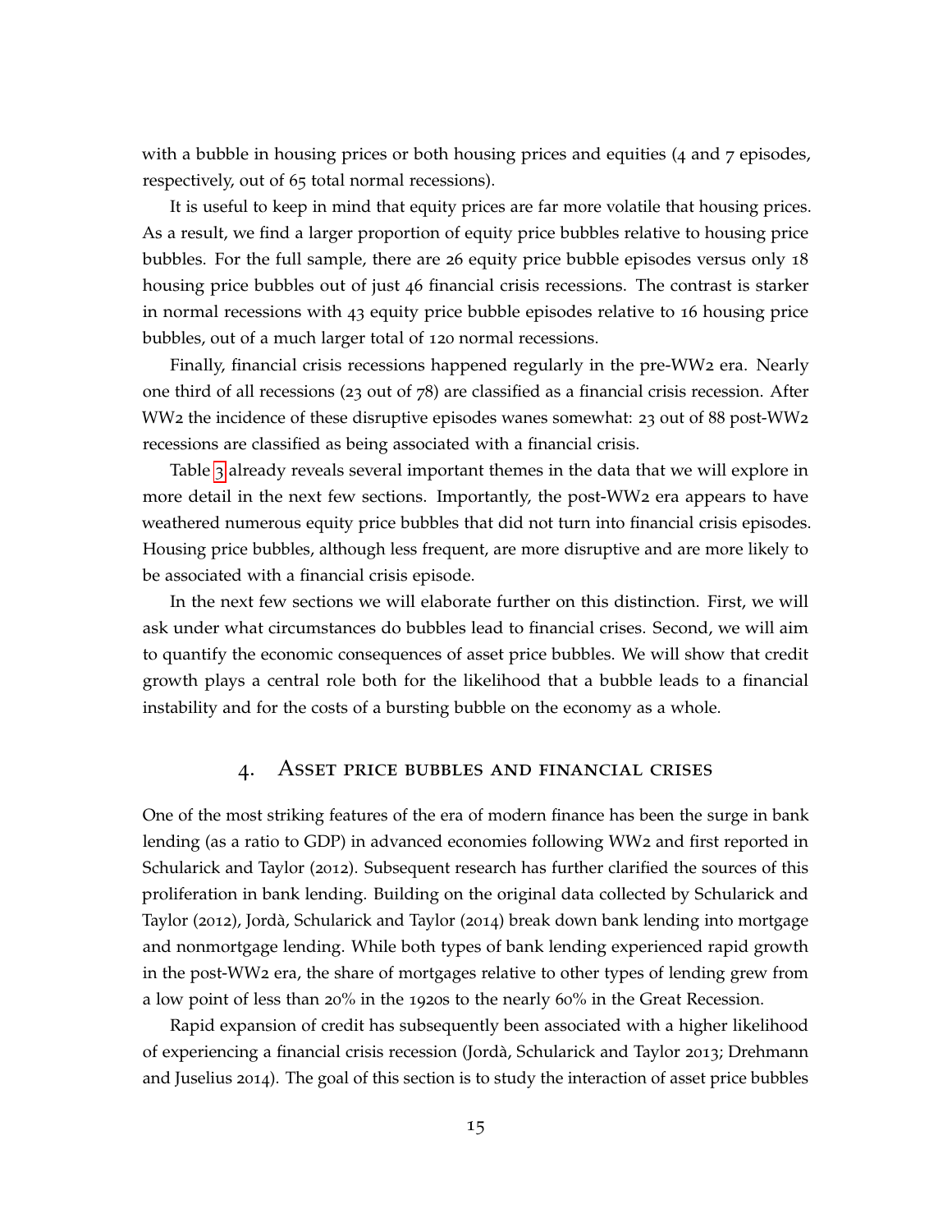with a bubble in housing prices or both housing prices and equities (4 and 7 episodes, respectively, out of 65 total normal recessions).

It is useful to keep in mind that equity prices are far more volatile that housing prices. As a result, we find a larger proportion of equity price bubbles relative to housing price bubbles. For the full sample, there are 26 equity price bubble episodes versus only 18 housing price bubbles out of just 46 financial crisis recessions. The contrast is starker in normal recessions with 43 equity price bubble episodes relative to 16 housing price bubbles, out of a much larger total of 120 normal recessions.

Finally, financial crisis recessions happened regularly in the pre-WW2 era. Nearly one third of all recessions (23 out of 78) are classified as a financial crisis recession. After WW2 the incidence of these disruptive episodes wanes somewhat: 23 out of 88 post-WW2 recessions are classified as being associated with a financial crisis.

Table 3 already reveals several important themes in the data that we will explore in more detail in the next few sections. Importantly, the post-WW2 era appears to have weathered numerous equity price bubbles that did not turn into financial crisis episodes. Housing price bubbles, although less frequent, are more disruptive and are more likely to be associated with a financial crisis episode.

In the next few sections we will elaborate further on this distinction. First, we will ask under what circumstances do bubbles lead to financial crises. Second, we will aim to quantify the economic consequences of asset price bubbles. We will show that credit growth plays a central role both for the likelihood that a bubble leads to a financial instability and for the costs of a bursting bubble on the economy as a whole.

## 4. Asset price bubbles and financial crises

One of the most striking features of the era of modern finance has been the surge in bank lending (as a ratio to GDP) in advanced economies following WW2 and first reported in Schularick and Taylor (2012). Subsequent research has further clarified the sources of this proliferation in bank lending. Building on the original data collected by Schularick and Taylor (2012), Jordà, Schularick and Taylor (2014) break down bank lending into mortgage and nonmortgage lending. While both types of bank lending experienced rapid growth in the post-WW2 era, the share of mortgages relative to other types of lending grew from a low point of less than 20% in the 1920s to the nearly 60% in the Great Recession.

Rapid expansion of credit has subsequently been associated with a higher likelihood of experiencing a financial crisis recession (Jordà, Schularick and Taylor 2013; Drehmann and Juselius 2014). The goal of this section is to study the interaction of asset price bubbles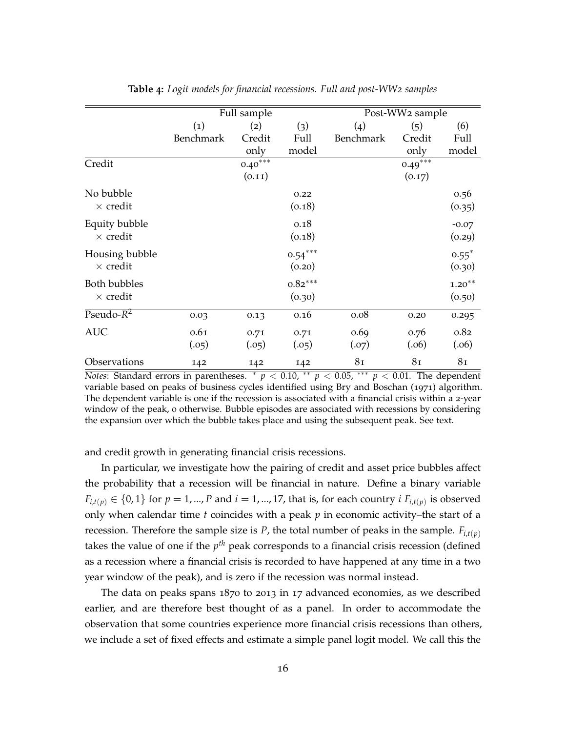**Table 4:** *Logit models for financial recessions. Full and post-WW2 samples*

| | Full sample | | | Post-WW2 sample | | |
|---|---|---|---|---|---|---|
| | (1) | (2) | (3) | (4) | (5) | (6) |
| | Benchmark | Credit only | Full model | Benchmark | Credit only | Full model |
| Credit | | $0.40^{***}$ | | | $0.49^{***}$ | |
| | | (0.11) | | | (0.17) | |
| No bubble × credit | | | 0.22 | | | 0.56 |
| | | | (0.18) | | | (0.35) |
| Equity bubble × credit | | | 0.18 | | | -0.07 |
| | | | (0.18) | | | (0.29) |
| Housing bubble × credit | | | $0.54^{***}$ | | | $0.55^{*}$ |
| | | | (0.20) | | | (0.30) |
| Both bubbles × credit | | | $0.82^{***}$ | | | $1.20^{**}$ |
| | | | (0.30) | | | (0.50) |
| Pseudo-$R^2$ | 0.03 | 0.13 | 0.16 | 0.08 | 0.20 | 0.295 |
| AUC | 0.61 | 0.71 | 0.71 | 0.69 | 0.76 | 0.82 |
| | (.05) | (.05) | (.05) | (.07) | (.06) | (.06) |
| Observations | 142 | 142 | 142 | 81 | 81 | 81 |

*Notes*: Standard errors in parentheses. $^{*}$ $p < 0.10$, $^{**}$ $p < 0.05$, $^{***}$ $p < 0.01$. The dependent variable based on peaks of business cycles identified using Bry and Boschan (1971) algorithm. The dependent variable is one if the recession is associated with a financial crisis within a 2-year window of the peak, 0 otherwise. Bubble episodes are associated with recessions by considering the expansion over which the bubble takes place and using the subsequent peak. See text.

and credit growth in generating financial crisis recessions.

In particular, we investigate how the pairing of credit and asset price bubbles affect the probability that a recession will be financial in nature. Define a binary variable $F_{i,t(p)} \in \{0,1\}$ for $p = 1, ..., P$ and $i = 1, ..., 17$, that is, for each country $i$ $F_{i,t(p)}$ is observed only when calendar time $t$ coincides with a peak $p$ in economic activity–the start of a recession. Therefore the sample size is $P$, the total number of peaks in the sample. $F_{i,t(p)}$ takes the value of one if the $p^{th}$ peak corresponds to a financial crisis recession (defined as a recession where a financial crisis is recorded to have happened at any time in a two year window of the peak), and is zero if the recession was normal instead.

The data on peaks spans 1870 to 2013 in 17 advanced economies, as we described earlier, and are therefore best thought of as a panel. In order to accommodate the observation that some countries experience more financial crisis recessions than others, we include a set of fixed effects and estimate a simple panel logit model. We call this the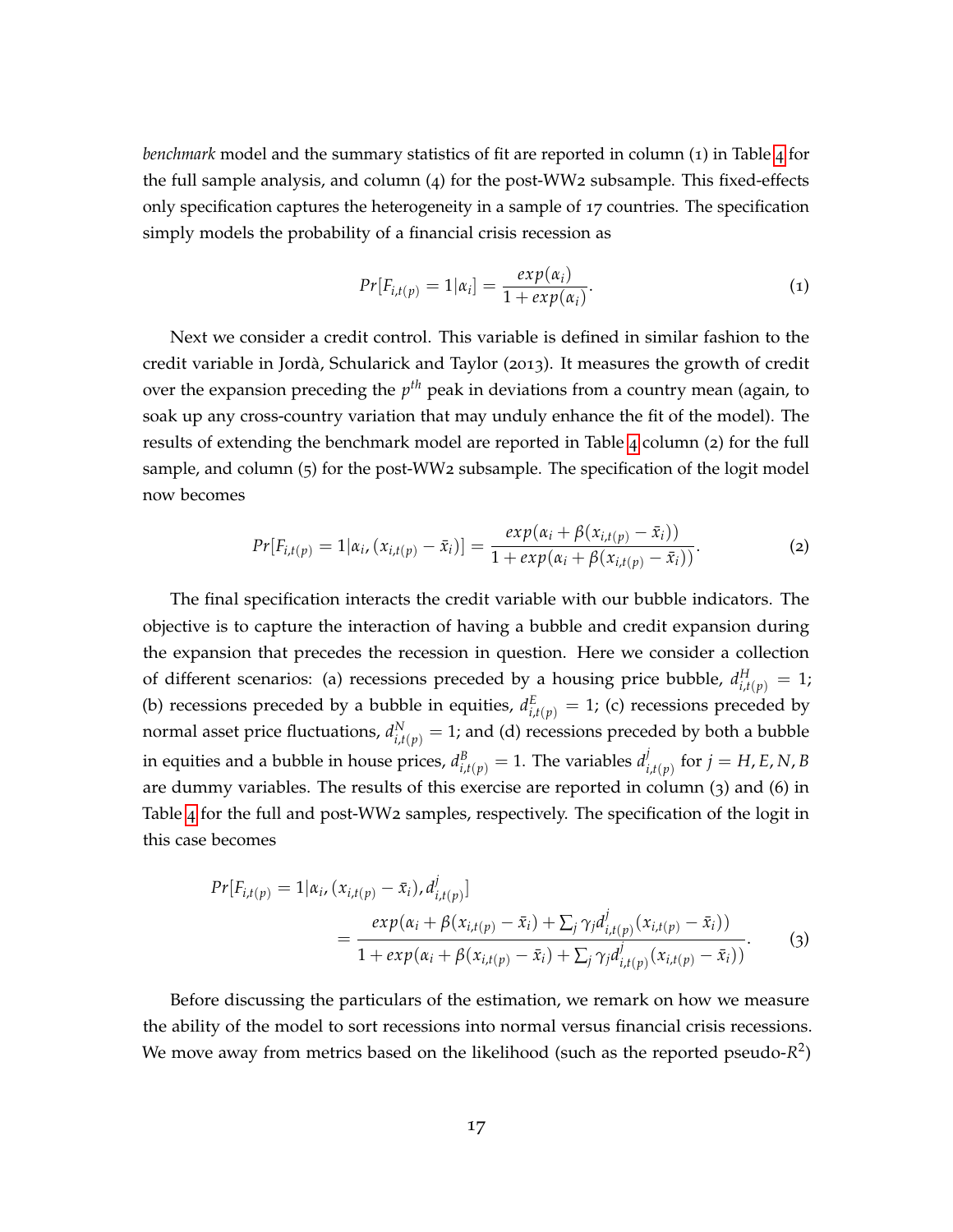*benchmark* model and the summary statistics of fit are reported in column (1) in Table 4 for the full sample analysis, and column (4) for the post-WW2 subsample. This fixed-effects only specification captures the heterogeneity in a sample of 17 countries. The specification simply models the probability of a financial crisis recession as

$$Pr[F_{i,t(p)} = 1|\alpha_i] = \frac{exp(\alpha_i)}{1 + exp(\alpha_i)}. \tag{1}$$

Next we consider a credit control. This variable is defined in similar fashion to the credit variable in Jordà, Schularick and Taylor (2013). It measures the growth of credit over the expansion preceding the $p^{th}$ peak in deviations from a country mean (again, to soak up any cross-country variation that may unduly enhance the fit of the model). The results of extending the benchmark model are reported in Table 4 column (2) for the full sample, and column (5) for the post-WW2 subsample. The specification of the logit model now becomes

$$Pr[F_{i,t(p)} = 1|\alpha_i, (x_{i,t(p)} - \bar{x}_i)] = \frac{exp(\alpha_i + \beta(x_{i,t(p)} - \bar{x}_i))}{1 + exp(\alpha_i + \beta(x_{i,t(p)} - \bar{x}_i))}. \tag{2}$$

The final specification interacts the credit variable with our bubble indicators. The objective is to capture the interaction of having a bubble and credit expansion during the expansion that precedes the recession in question. Here we consider a collection of different scenarios: (a) recessions preceded by a housing price bubble, $d^H_{i,t(p)} = 1$; (b) recessions preceded by a bubble in equities, $d^E_{i,t(p)} = 1$; (c) recessions preceded by normal asset price fluctuations, $d^N_{i,t(p)} = 1$; and (d) recessions preceded by both a bubble in equities and a bubble in house prices, $d^B_{i,t(p)} = 1$. The variables $d^j_{i,t(p)}$ for $j = H, E, N, B$ are dummy variables. The results of this exercise are reported in column (3) and (6) in Table 4 for the full and post-WW2 samples, respectively. The specification of the logit in this case becomes

$$\begin{aligned}
&Pr[F_{i,t(p)} = 1|\alpha_i, (x_{i,t(p)} - \bar{x}_i), d^j_{i,t(p)}] \\
&\qquad = \frac{exp(\alpha_i + \beta(x_{i,t(p)} - \bar{x}_i) + \sum_j \gamma_j d^j_{i,t(p)}(x_{i,t(p)} - \bar{x}_i))}{1 + exp(\alpha_i + \beta(x_{i,t(p)} - \bar{x}_i) + \sum_j \gamma_j d^j_{i,t(p)}(x_{i,t(p)} - \bar{x}_i))}.
\end{aligned} \tag{3}$$

Before discussing the particulars of the estimation, we remark on how we measure the ability of the model to sort recessions into normal versus financial crisis recessions. We move away from metrics based on the likelihood (such as the reported pseudo-$R^2$)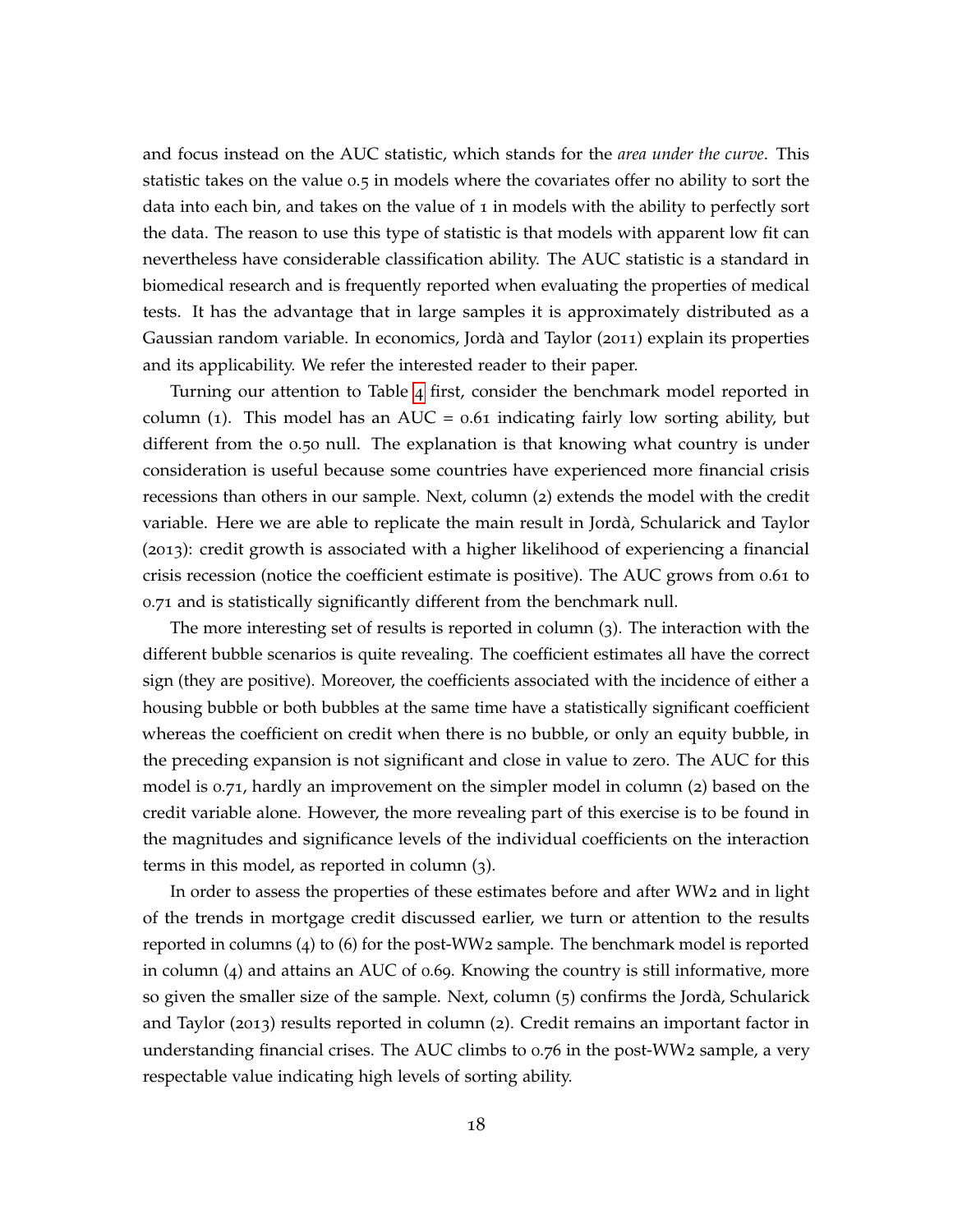and focus instead on the AUC statistic, which stands for the *area under the curve*. This statistic takes on the value 0.5 in models where the covariates offer no ability to sort the data into each bin, and takes on the value of 1 in models with the ability to perfectly sort the data. The reason to use this type of statistic is that models with apparent low fit can nevertheless have considerable classification ability. The AUC statistic is a standard in biomedical research and is frequently reported when evaluating the properties of medical tests. It has the advantage that in large samples it is approximately distributed as a Gaussian random variable. In economics, Jordà and Taylor (2011) explain its properties and its applicability. We refer the interested reader to their paper.

Turning our attention to Table 4 first, consider the benchmark model reported in column (1). This model has an AUC = 0.61 indicating fairly low sorting ability, but different from the 0.50 null. The explanation is that knowing what country is under consideration is useful because some countries have experienced more financial crisis recessions than others in our sample. Next, column (2) extends the model with the credit variable. Here we are able to replicate the main result in Jordà, Schularick and Taylor (2013): credit growth is associated with a higher likelihood of experiencing a financial crisis recession (notice the coefficient estimate is positive). The AUC grows from 0.61 to 0.71 and is statistically significantly different from the benchmark null.

The more interesting set of results is reported in column (3). The interaction with the different bubble scenarios is quite revealing. The coefficient estimates all have the correct sign (they are positive). Moreover, the coefficients associated with the incidence of either a housing bubble or both bubbles at the same time have a statistically significant coefficient whereas the coefficient on credit when there is no bubble, or only an equity bubble, in the preceding expansion is not significant and close in value to zero. The AUC for this model is 0.71, hardly an improvement on the simpler model in column (2) based on the credit variable alone. However, the more revealing part of this exercise is to be found in the magnitudes and significance levels of the individual coefficients on the interaction terms in this model, as reported in column (3).

In order to assess the properties of these estimates before and after WW2 and in light of the trends in mortgage credit discussed earlier, we turn or attention to the results reported in columns (4) to (6) for the post-WW2 sample. The benchmark model is reported in column (4) and attains an AUC of 0.69. Knowing the country is still informative, more so given the smaller size of the sample. Next, column (5) confirms the Jordà, Schularick and Taylor (2013) results reported in column (2). Credit remains an important factor in understanding financial crises. The AUC climbs to 0.76 in the post-WW2 sample, a very respectable value indicating high levels of sorting ability.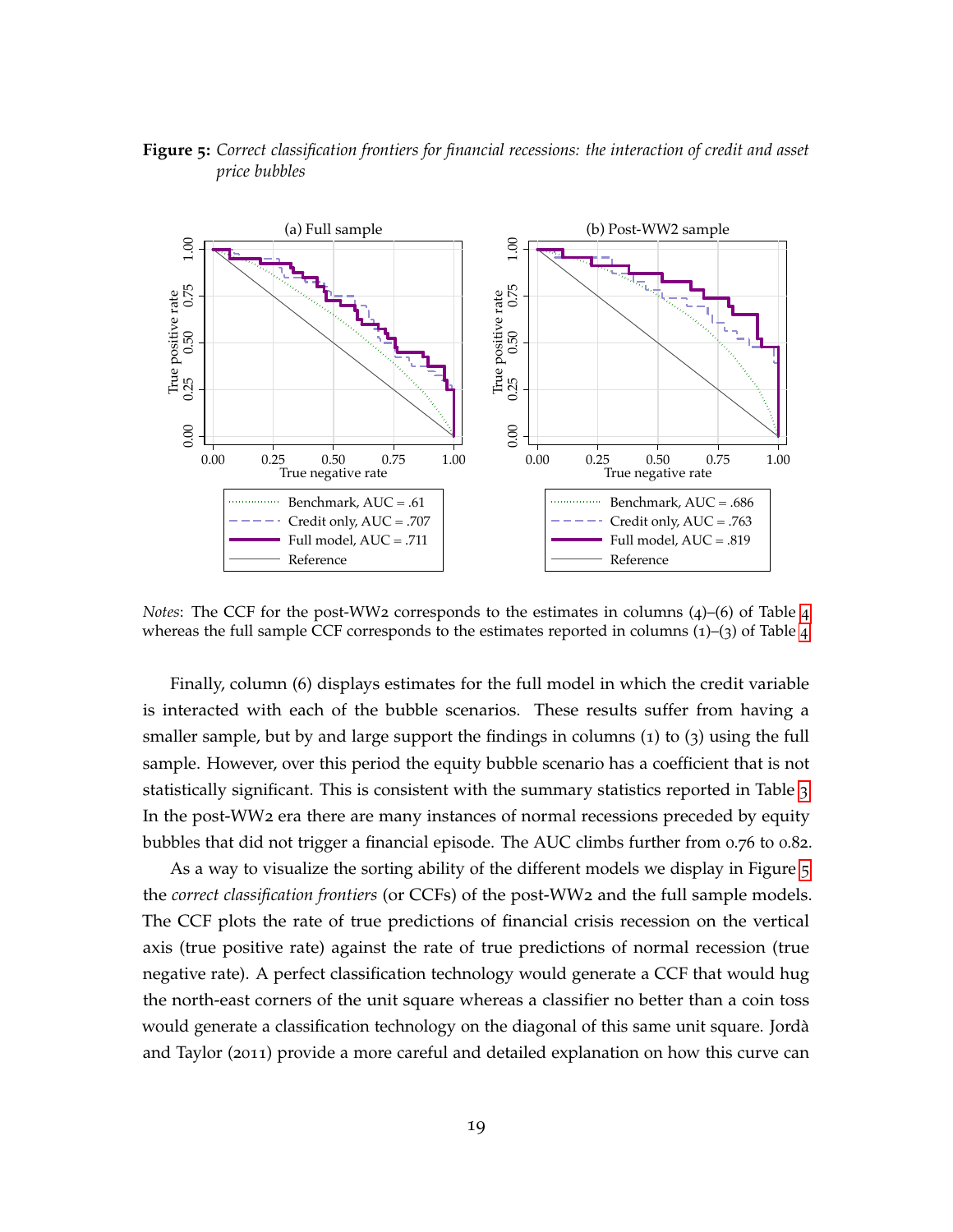**Figure 5:** *Correct classification frontiers for financial recessions: the interaction of credit and asset price bubbles*

(a) Full sample

True positive rate

0.00 0.25 0.50 0.75 1.00

True negative rate

0.00 0.25 0.50 0.75 1.00

Benchmark, AUC = .61

Credit only, AUC = .707

Full model, AUC = .711

Reference

(b) Post-WW2 sample

True positive rate

0.00 0.25 0.50 0.75 1.00

True negative rate

0.00 0.25 0.50 0.75 1.00

Benchmark, AUC = .686

Credit only, AUC = .763

Full model, AUC = .819

Reference

*Notes*: The CCF for the post-WW2 corresponds to the estimates in columns (4)–(6) of Table 4 whereas the full sample CCF corresponds to the estimates reported in columns (1)–(3) of Table 4.

Finally, column (6) displays estimates for the full model in which the credit variable is interacted with each of the bubble scenarios. These results suffer from having a smaller sample, but by and large support the findings in columns (1) to (3) using the full sample. However, over this period the equity bubble scenario has a coefficient that is not statistically significant. This is consistent with the summary statistics reported in Table 3. In the post-WW2 era there are many instances of normal recessions preceded by equity bubbles that did not trigger a financial episode. The AUC climbs further from 0.76 to 0.82.

As a way to visualize the sorting ability of the different models we display in Figure 5 the *correct classification frontiers* (or CCFs) of the post-WW2 and the full sample models. The CCF plots the rate of true predictions of financial crisis recession on the vertical axis (true positive rate) against the rate of true predictions of normal recession (true negative rate). A perfect classification technology would generate a CCF that would hug the north-east corners of the unit square whereas a classifier no better than a coin toss would generate a classification technology on the diagonal of this same unit square. Jordà and Taylor (2011) provide a more careful and detailed explanation on how this curve can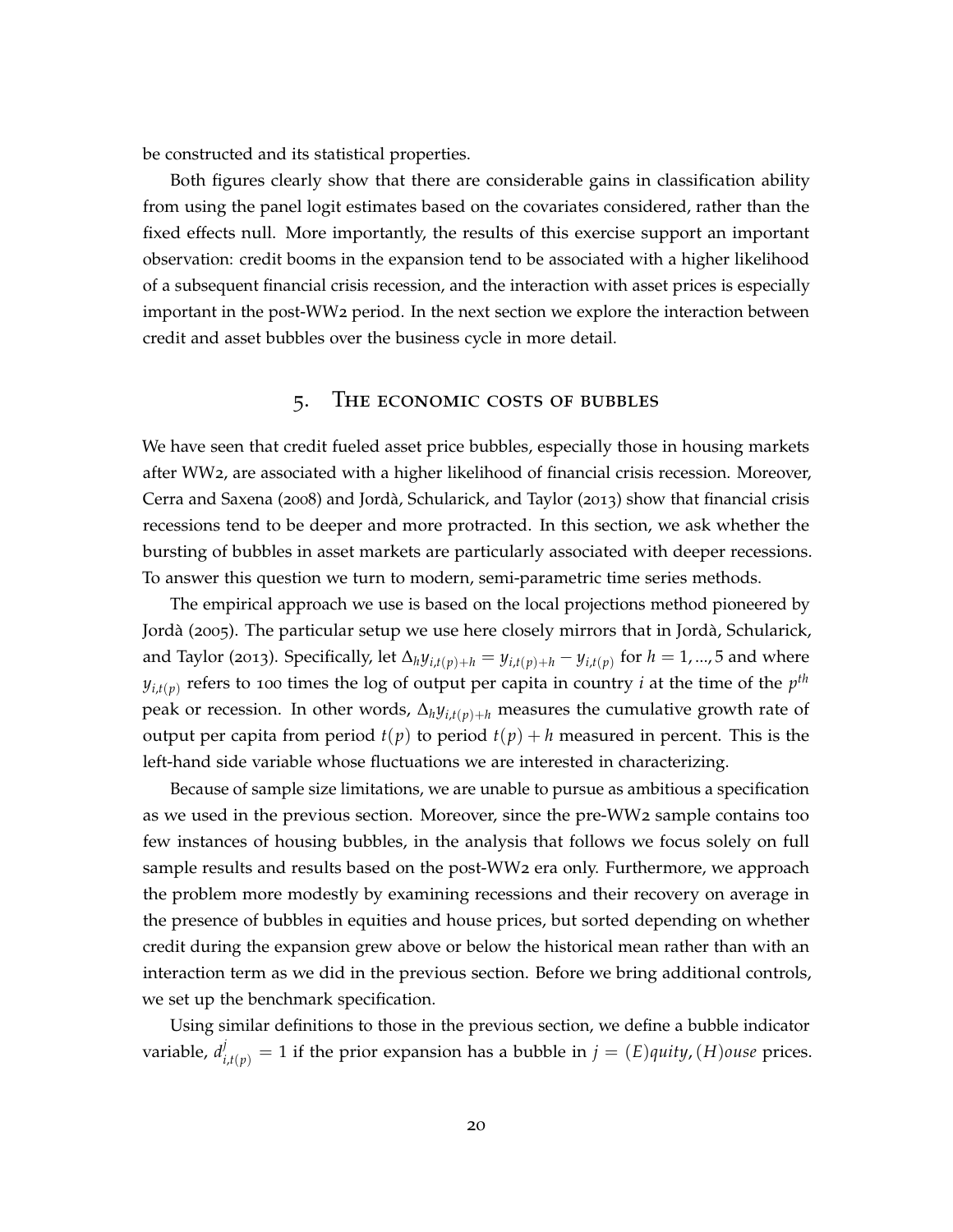be constructed and its statistical properties.

Both figures clearly show that there are considerable gains in classification ability from using the panel logit estimates based on the covariates considered, rather than the fixed effects null. More importantly, the results of this exercise support an important observation: credit booms in the expansion tend to be associated with a higher likelihood of a subsequent financial crisis recession, and the interaction with asset prices is especially important in the post-WW2 period. In the next section we explore the interaction between credit and asset bubbles over the business cycle in more detail.

## 5. The economic costs of bubbles

We have seen that credit fueled asset price bubbles, especially those in housing markets after WW2, are associated with a higher likelihood of financial crisis recession. Moreover, Cerra and Saxena (2008) and Jordà, Schularick, and Taylor (2013) show that financial crisis recessions tend to be deeper and more protracted. In this section, we ask whether the bursting of bubbles in asset markets are particularly associated with deeper recessions. To answer this question we turn to modern, semi-parametric time series methods.

The empirical approach we use is based on the local projections method pioneered by Jordà (2005). The particular setup we use here closely mirrors that in Jordà, Schularick, and Taylor (2013). Specifically, let $\Delta_h y_{i,t(p)+h} = y_{i,t(p)+h} - y_{i,t(p)}$ for $h = 1, ..., 5$ and where $y_{i,t(p)}$ refers to 100 times the log of output per capita in country $i$ at the time of the $p^{th}$ peak or recession. In other words, $\Delta_h y_{i,t(p)+h}$ measures the cumulative growth rate of output per capita from period $t(p)$ to period $t(p) + h$ measured in percent. This is the left-hand side variable whose fluctuations we are interested in characterizing.

Because of sample size limitations, we are unable to pursue as ambitious a specification as we used in the previous section. Moreover, since the pre-WW2 sample contains too few instances of housing bubbles, in the analysis that follows we focus solely on full sample results and results based on the post-WW2 era only. Furthermore, we approach the problem more modestly by examining recessions and their recovery on average in the presence of bubbles in equities and house prices, but sorted depending on whether credit during the expansion grew above or below the historical mean rather than with an interaction term as we did in the previous section. Before we bring additional controls, we set up the benchmark specification.

Using similar definitions to those in the previous section, we define a bubble indicator variable, $d^j_{i,t(p)} = 1$ if the prior expansion has a bubble in $j = (E)quity, (H)ouse$ prices.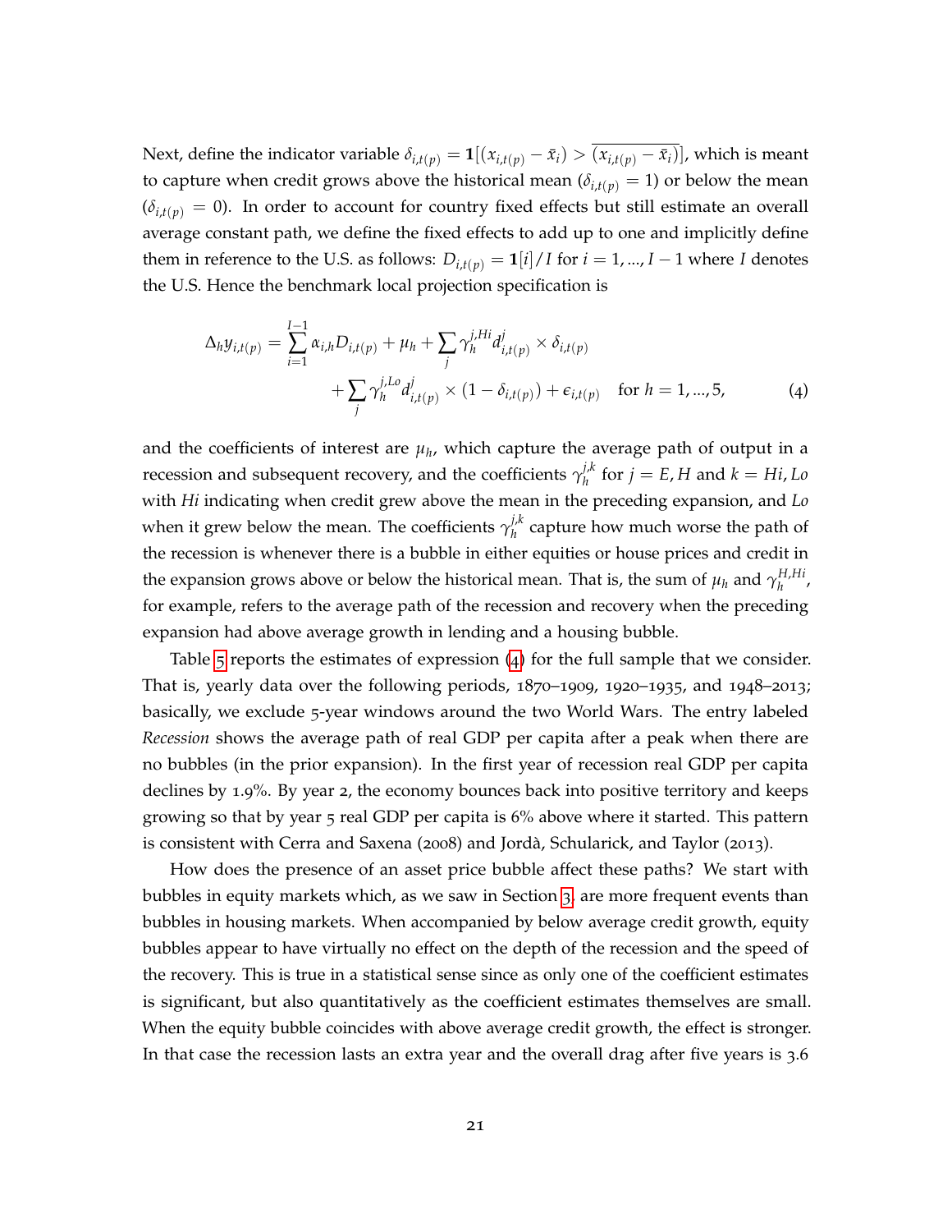Next, define the indicator variable $\delta_{i,t(p)} = \mathbf{1}[(x_{i,t(p)} - \bar{x}_i) > \overline{(x_{i,t(p)} - \bar{x}_i)}]$, which is meant to capture when credit grows above the historical mean ($\delta_{i,t(p)} = 1$) or below the mean ($\delta_{i,t(p)} = 0$). In order to account for country fixed effects but still estimate an overall average constant path, we define the fixed effects to add up to one and implicitly define them in reference to the U.S. as follows: $D_{i,t(p)} = \mathbf{1}[i]/I$ for $i = 1, ..., I-1$ where $I$ denotes the U.S. Hence the benchmark local projection specification is

$$\Delta_h y_{i,t(p)} = \sum_{i=1}^{I-1} \alpha_{i,h} D_{i,t(p)} + \mu_h + \sum_j \gamma_h^{j,Hi} d_{i,t(p)}^j \times \delta_{i,t(p)} + \sum_j \gamma_h^{j,Lo} d_{i,t(p)}^j \times (1 - \delta_{i,t(p)}) + \epsilon_{i,t(p)} \quad \text{for } h = 1, ..., 5, \tag{4}$$

and the coefficients of interest are $\mu_h$, which capture the average path of output in a recession and subsequent recovery, and the coefficients $\gamma_h^{j,k}$ for $j = E, H$ and $k = Hi, Lo$ with *Hi* indicating when credit grew above the mean in the preceding expansion, and *Lo* when it grew below the mean. The coefficients $\gamma_h^{j,k}$ capture how much worse the path of the recession is whenever there is a bubble in either equities or house prices and credit in the expansion grows above or below the historical mean. That is, the sum of $\mu_h$ and $\gamma_h^{H,Hi}$, for example, refers to the average path of the recession and recovery when the preceding expansion had above average growth in lending and a housing bubble.

Table 5 reports the estimates of expression (4) for the full sample that we consider. That is, yearly data over the following periods, 1870–1909, 1920–1935, and 1948–2013; basically, we exclude 5-year windows around the two World Wars. The entry labeled *Recession* shows the average path of real GDP per capita after a peak when there are no bubbles (in the prior expansion). In the first year of recession real GDP per capita declines by 1.9%. By year 2, the economy bounces back into positive territory and keeps growing so that by year 5 real GDP per capita is 6% above where it started. This pattern is consistent with Cerra and Saxena (2008) and Jordà, Schularick, and Taylor (2013).

How does the presence of an asset price bubble affect these paths? We start with bubbles in equity markets which, as we saw in Section 3, are more frequent events than bubbles in housing markets. When accompanied by below average credit growth, equity bubbles appear to have virtually no effect on the depth of the recession and the speed of the recovery. This is true in a statistical sense since as only one of the coefficient estimates is significant, but also quantitatively as the coefficient estimates themselves are small. When the equity bubble coincides with above average credit growth, the effect is stronger. In that case the recession lasts an extra year and the overall drag after five years is 3.6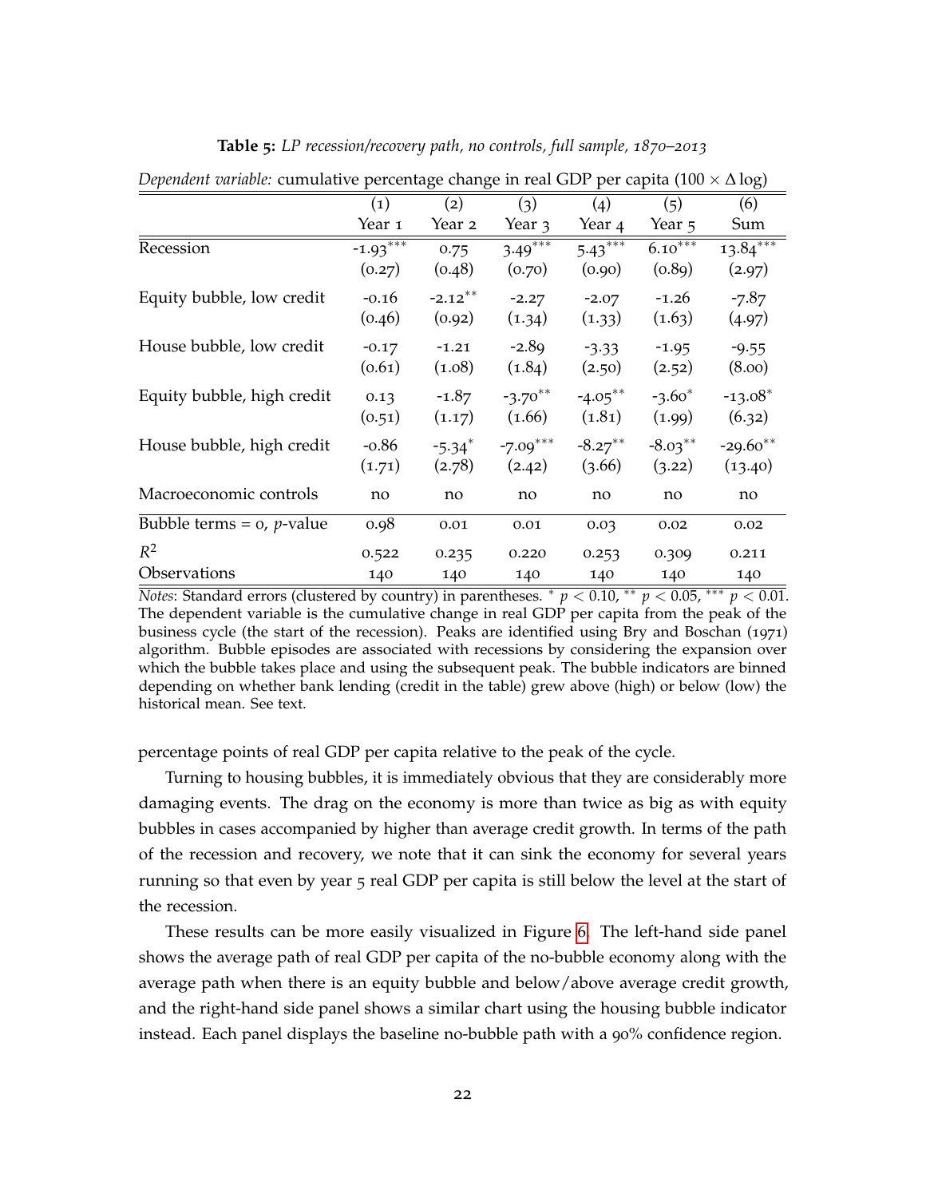**Table 5:** *LP recession/recovery path, no controls, full sample, 1870–2013*

*Dependent variable:* cumulative percentage change in real GDP per capita ($100 \times \Delta \log$)

| | (1) Year 1 | (2) Year 2 | (3) Year 3 | (4) Year 4 | (5) Year 5 | (6) Sum |
|---|---|---|---|---|---|---|
| Recession | -1.93*** | 0.75 | 3.49*** | 5.43*** | 6.10*** | 13.84*** |
| | (0.27) | (0.48) | (0.70) | (0.90) | (0.89) | (2.97) |
| Equity bubble, low credit | -0.16 | -2.12** | -2.27 | -2.07 | -1.26 | -7.87 |
| | (0.46) | (0.92) | (1.34) | (1.33) | (1.63) | (4.97) |
| House bubble, low credit | -0.17 | -1.21 | -2.89 | -3.33 | -1.95 | -9.55 |
| | (0.61) | (1.08) | (1.84) | (2.50) | (2.52) | (8.00) |
| Equity bubble, high credit | 0.13 | -1.87 | -3.70** | -4.05** | -3.60* | -13.08* |
| | (0.51) | (1.17) | (1.66) | (1.81) | (1.99) | (6.32) |
| House bubble, high credit | -0.86 | -5.34* | -7.09*** | -8.27** | -8.03** | -29.60** |
| | (1.71) | (2.78) | (2.42) | (3.66) | (3.22) | (13.40) |
| Macroeconomic controls | no | no | no | no | no | no |
| Bubble terms = 0, $p$-value | 0.98 | 0.01 | 0.01 | 0.03 | 0.02 | 0.02 |
| $R^2$ | 0.522 | 0.235 | 0.220 | 0.253 | 0.309 | 0.211 |
| Observations | 140 | 140 | 140 | 140 | 140 | 140 |

*Notes*: Standard errors (clustered by country) in parentheses. * $p < 0.10$, ** $p < 0.05$, *** $p < 0.01$. The dependent variable is the cumulative change in real GDP per capita from the peak of the business cycle (the start of the recession). Peaks are identified using Bry and Boschan (1971) algorithm. Bubble episodes are associated with recessions by considering the expansion over which the bubble takes place and using the subsequent peak. The bubble indicators are binned depending on whether bank lending (credit in the table) grew above (high) or below (low) the historical mean. See text.

percentage points of real GDP per capita relative to the peak of the cycle.

Turning to housing bubbles, it is immediately obvious that they are considerably more damaging events. The drag on the economy is more than twice as big as with equity bubbles in cases accompanied by higher than average credit growth. In terms of the path of the recession and recovery, we note that it can sink the economy for several years running so that even by year 5 real GDP per capita is still below the level at the start of the recession.

These results can be more easily visualized in Figure 6. The left-hand side panel shows the average path of real GDP per capita of the no-bubble economy along with the average path when there is an equity bubble and below/above average credit growth, and the right-hand side panel shows a similar chart using the housing bubble indicator instead. Each panel displays the baseline no-bubble path with a 90% confidence region.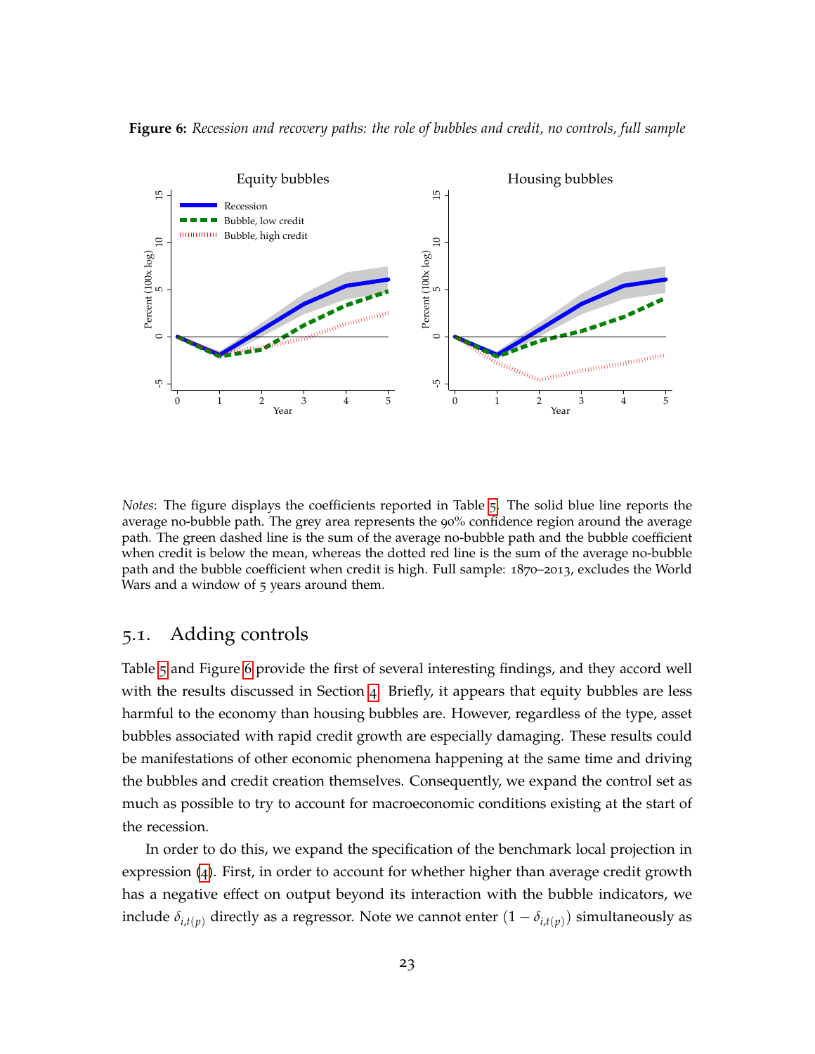**Figure 6:** *Recession and recovery paths: the role of bubbles and credit, no controls, full sample*

Equity bubbles

Housing bubbles

Recession

Bubble, low credit

Bubble, high credit

Percent (100x log)

15

10

5

0

-5

0

1

2

3

4

5

Year

*Notes*: The figure displays the coefficients reported in Table 5. The solid blue line reports the average no-bubble path. The grey area represents the 90% confidence region around the average path. The green dashed line is the sum of the average no-bubble path and the bubble coefficient when credit is below the mean, whereas the dotted red line is the sum of the average no-bubble path and the bubble coefficient when credit is high. Full sample: 1870–2013, excludes the World Wars and a window of 5 years around them.

## 5.1. Adding controls

Table 5 and Figure 6 provide the first of several interesting findings, and they accord well with the results discussed in Section 4. Briefly, it appears that equity bubbles are less harmful to the economy than housing bubbles are. However, regardless of the type, asset bubbles associated with rapid credit growth are especially damaging. These results could be manifestations of other economic phenomena happening at the same time and driving the bubbles and credit creation themselves. Consequently, we expand the control set as much as possible to try to account for macroeconomic conditions existing at the start of the recession.

In order to do this, we expand the specification of the benchmark local projection in expression (4). First, in order to account for whether higher than average credit growth has a negative effect on output beyond its interaction with the bubble indicators, we include $\delta_{i,t(p)}$ directly as a regressor. Note we cannot enter $(1 - \delta_{i,t(p)})$ simultaneously as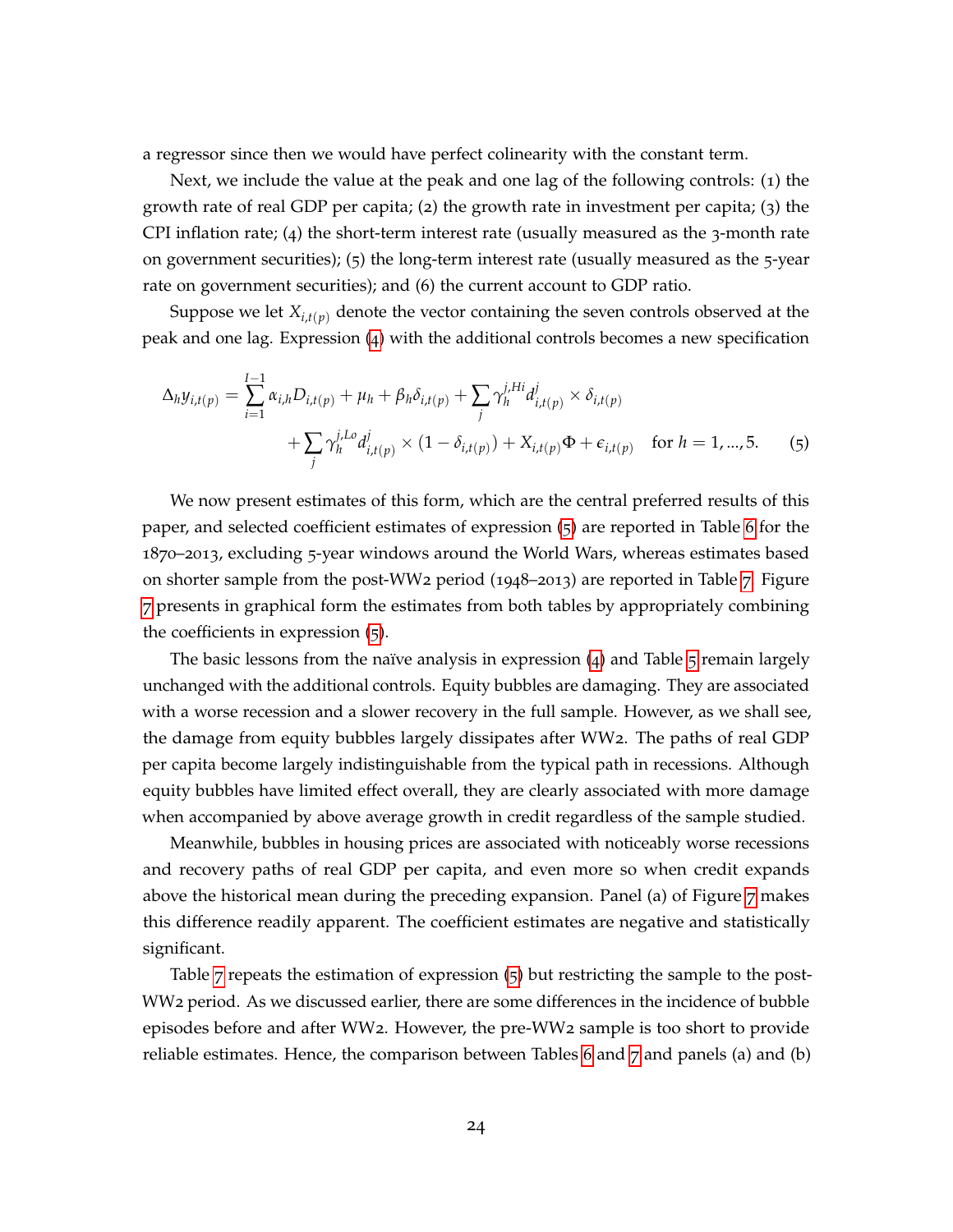a regressor since then we would have perfect colinearity with the constant term.

Next, we include the value at the peak and one lag of the following controls: (1) the growth rate of real GDP per capita; (2) the growth rate in investment per capita; (3) the CPI inflation rate; (4) the short-term interest rate (usually measured as the 3-month rate on government securities); (5) the long-term interest rate (usually measured as the 5-year rate on government securities); and (6) the current account to GDP ratio.

Suppose we let $X_{i,t(p)}$ denote the vector containing the seven controls observed at the peak and one lag. Expression (4) with the additional controls becomes a new specification

$$\Delta_h y_{i,t(p)} = \sum_{i=1}^{I-1} \alpha_{i,h} D_{i,t(p)} + \mu_h + \beta_h \delta_{i,t(p)} + \sum_j \gamma_h^{j,Hi} d^j_{i,t(p)} \times \delta_{i,t(p)} + \sum_j \gamma_h^{j,Lo} d^j_{i,t(p)} \times (1 - \delta_{i,t(p)}) + X_{i,t(p)}\Phi + \epsilon_{i,t(p)} \quad \text{for } h = 1, ..., 5. \qquad (5)$$

We now present estimates of this form, which are the central preferred results of this paper, and selected coefficient estimates of expression (5) are reported in Table 6 for the 1870–2013, excluding 5-year windows around the World Wars, whereas estimates based on shorter sample from the post-WW2 period (1948–2013) are reported in Table 7. Figure 7 presents in graphical form the estimates from both tables by appropriately combining the coefficients in expression (5).

The basic lessons from the naïve analysis in expression (4) and Table 5 remain largely unchanged with the additional controls. Equity bubbles are damaging. They are associated with a worse recession and a slower recovery in the full sample. However, as we shall see, the damage from equity bubbles largely dissipates after WW2. The paths of real GDP per capita become largely indistinguishable from the typical path in recessions. Although equity bubbles have limited effect overall, they are clearly associated with more damage when accompanied by above average growth in credit regardless of the sample studied.

Meanwhile, bubbles in housing prices are associated with noticeably worse recessions and recovery paths of real GDP per capita, and even more so when credit expands above the historical mean during the preceding expansion. Panel (a) of Figure 7 makes this difference readily apparent. The coefficient estimates are negative and statistically significant.

Table 7 repeats the estimation of expression (5) but restricting the sample to the post-WW2 period. As we discussed earlier, there are some differences in the incidence of bubble episodes before and after WW2. However, the pre-WW2 sample is too short to provide reliable estimates. Hence, the comparison between Tables 6 and 7 and panels (a) and (b)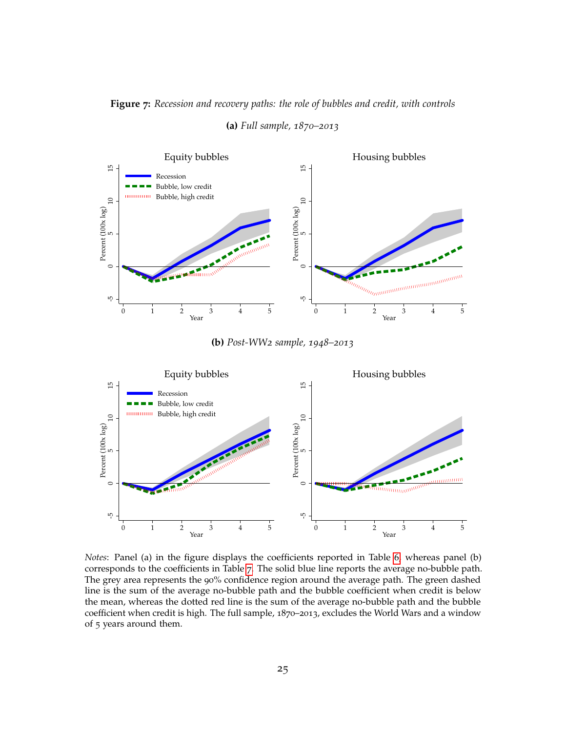**Figure 7:** *Recession and recovery paths: the role of bubbles and credit, with controls*

**(a)** *Full sample, 1870–2013*

Equity bubbles

Recession
Bubble, low credit
Bubble, high credit

Percent (100x log)

-5
0
5
10
15

0 1 2 3 4 5
Year

Housing bubbles

Percent (100x log)

-5
0
5
10
15

0 1 2 3 4 5
Year

**(b)** *Post-WW2 sample, 1948–2013*

Equity bubbles

Recession
Bubble, low credit
Bubble, high credit

Percent (100x log)

-5
0
5
10
15

0 1 2 3 4 5
Year

Housing bubbles

Percent (100x log)

-5
0
5
10
15

0 1 2 3 4 5
Year

*Notes*: Panel (a) in the figure displays the coefficients reported in Table 6, whereas panel (b) corresponds to the coefficients in Table 7. The solid blue line reports the average no-bubble path. The grey area represents the 90% confidence region around the average path. The green dashed line is the sum of the average no-bubble path and the bubble coefficient when credit is below the mean, whereas the dotted red line is the sum of the average no-bubble path and the bubble coefficient when credit is high. The full sample, 1870–2013, excludes the World Wars and a window of 5 years around them.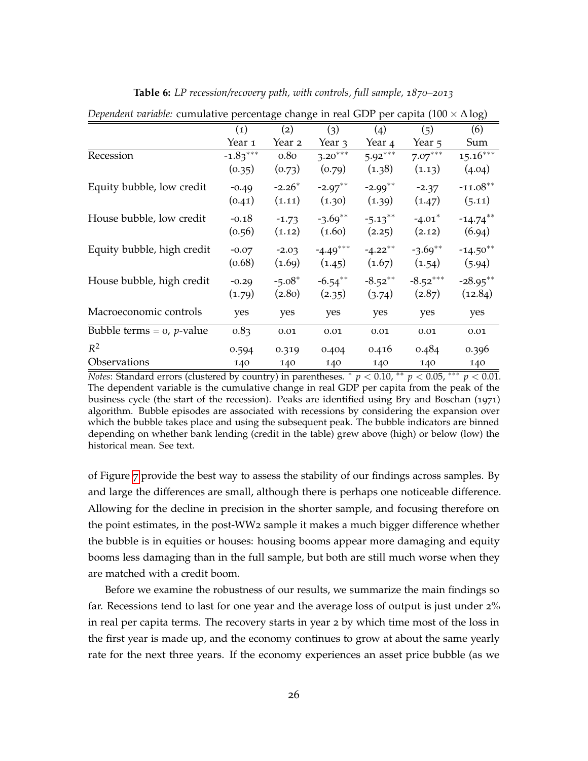**Table 6:** *LP recession/recovery path, with controls, full sample, 1870–2013*

*Dependent variable:* cumulative percentage change in real GDP per capita ($100 \times \Delta \log$)

| | (1) Year 1 | (2) Year 2 | (3) Year 3 | (4) Year 4 | (5) Year 5 | (6) Sum |
|---|---|---|---|---|---|---|
| Recession | $-1.83^{***}$ | 0.80 | $3.20^{***}$ | $5.92^{***}$ | $7.07^{***}$ | $15.16^{***}$ |
| | (0.35) | (0.73) | (0.79) | (1.38) | (1.13) | (4.04) |
| Equity bubble, low credit | -0.49 | $-2.26^{*}$ | $-2.97^{**}$ | $-2.99^{**}$ | -2.37 | $-11.08^{**}$ |
| | (0.41) | (1.11) | (1.30) | (1.39) | (1.47) | (5.11) |
| House bubble, low credit | -0.18 | -1.73 | $-3.69^{**}$ | $-5.13^{**}$ | $-4.01^{*}$ | $-14.74^{**}$ |
| | (0.56) | (1.12) | (1.60) | (2.25) | (2.12) | (6.94) |
| Equity bubble, high credit | -0.07 | -2.03 | $-4.49^{***}$ | $-4.22^{**}$ | $-3.69^{**}$ | $-14.50^{**}$ |
| | (0.68) | (1.69) | (1.45) | (1.67) | (1.54) | (5.94) |
| House bubble, high credit | -0.29 | $-5.08^{*}$ | $-6.54^{**}$ | $-8.52^{**}$ | $-8.52^{***}$ | $-28.95^{**}$ |
| | (1.79) | (2.80) | (2.35) | (3.74) | (2.87) | (12.84) |
| Macroeconomic controls | yes | yes | yes | yes | yes | yes |
| Bubble terms = 0, *p*-value | 0.83 | 0.01 | 0.01 | 0.01 | 0.01 | 0.01 |
| $R^2$ | 0.594 | 0.319 | 0.404 | 0.416 | 0.484 | 0.396 |
| Observations | 140 | 140 | 140 | 140 | 140 | 140 |

*Notes*: Standard errors (clustered by country) in parentheses. $^{*}$ $p < 0.10$, $^{**}$ $p < 0.05$, $^{***}$ $p < 0.01$. The dependent variable is the cumulative change in real GDP per capita from the peak of the business cycle (the start of the recession). Peaks are identified using Bry and Boschan (1971) algorithm. Bubble episodes are associated with recessions by considering the expansion over which the bubble takes place and using the subsequent peak. The bubble indicators are binned depending on whether bank lending (credit in the table) grew above (high) or below (low) the historical mean. See text.

of Figure 7 provide the best way to assess the stability of our findings across samples. By and large the differences are small, although there is perhaps one noticeable difference. Allowing for the decline in precision in the shorter sample, and focusing therefore on the point estimates, in the post-WW2 sample it makes a much bigger difference whether the bubble is in equities or houses: housing booms appear more damaging and equity booms less damaging than in the full sample, but both are still much worse when they are matched with a credit boom.

Before we examine the robustness of our results, we summarize the main findings so far. Recessions tend to last for one year and the average loss of output is just under 2% in real per capita terms. The recovery starts in year 2 by which time most of the loss in the first year is made up, and the economy continues to grow at about the same yearly rate for the next three years. If the economy experiences an asset price bubble (as we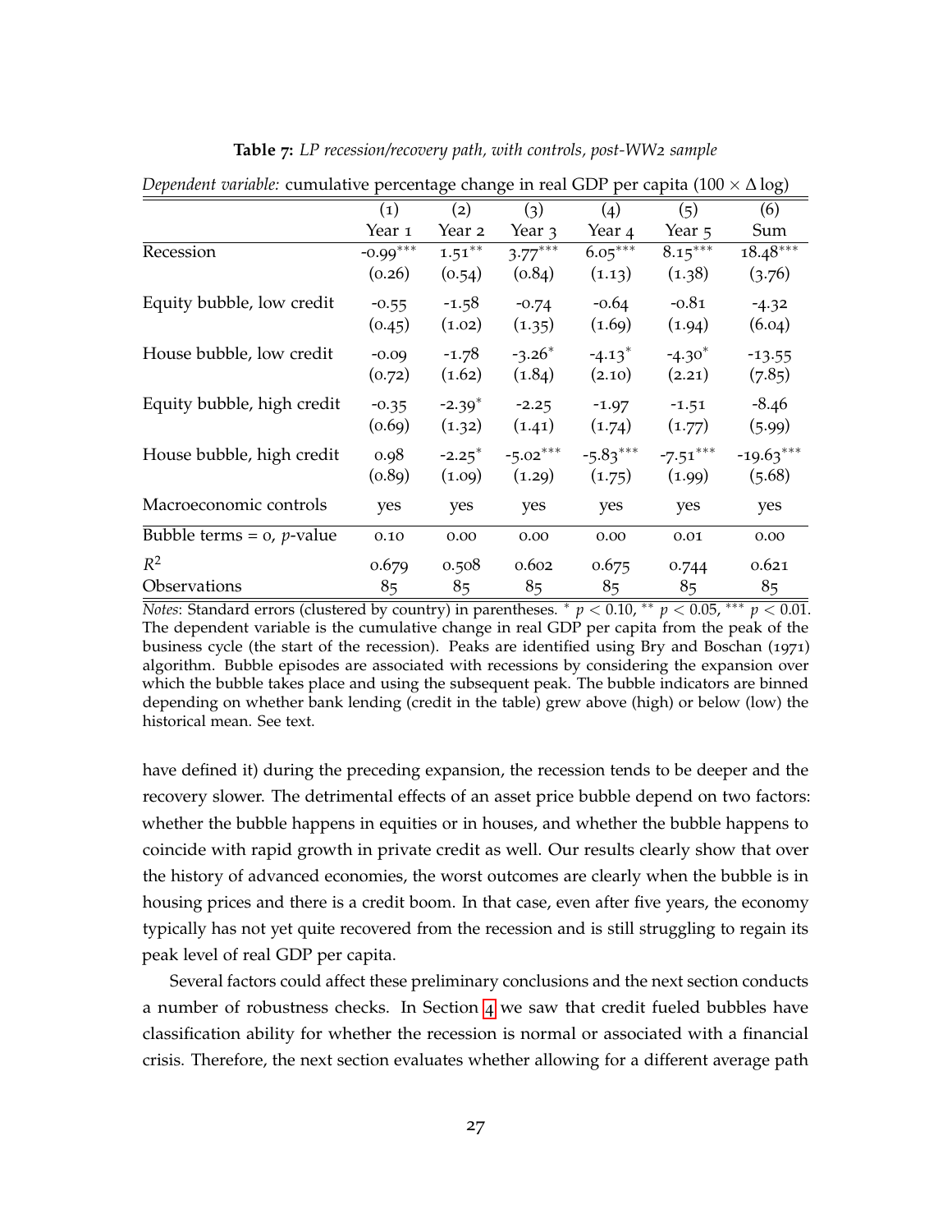**Table 7:** *LP recession/recovery path, with controls, post-WW2 sample*

*Dependent variable:* cumulative percentage change in real GDP per capita ($100 \times \Delta \log$)

| | (1) Year 1 | (2) Year 2 | (3) Year 3 | (4) Year 4 | (5) Year 5 | (6) Sum |
|---|---|---|---|---|---|---|
| Recession | -0.99*** | 1.51** | 3.77*** | 6.05*** | 8.15*** | 18.48*** |
| | (0.26) | (0.54) | (0.84) | (1.13) | (1.38) | (3.76) |
| Equity bubble, low credit | -0.55 | -1.58 | -0.74 | -0.64 | -0.81 | -4.32 |
| | (0.45) | (1.02) | (1.35) | (1.69) | (1.94) | (6.04) |
| House bubble, low credit | -0.09 | -1.78 | -3.26* | -4.13* | -4.30* | -13.55 |
| | (0.72) | (1.62) | (1.84) | (2.10) | (2.21) | (7.85) |
| Equity bubble, high credit | -0.35 | -2.39* | -2.25 | -1.97 | -1.51 | -8.46 |
| | (0.69) | (1.32) | (1.41) | (1.74) | (1.77) | (5.99) |
| House bubble, high credit | 0.98 | -2.25* | -5.02*** | -5.83*** | -7.51*** | -19.63*** |
| | (0.89) | (1.09) | (1.29) | (1.75) | (1.99) | (5.68) |
| Macroeconomic controls | yes | yes | yes | yes | yes | yes |
| Bubble terms = 0, *p*-value | 0.10 | 0.00 | 0.00 | 0.00 | 0.01 | 0.00 |
| $R^2$ | 0.679 | 0.508 | 0.602 | 0.675 | 0.744 | 0.621 |
| Observations | 85 | 85 | 85 | 85 | 85 | 85 |

*Notes*: Standard errors (clustered by country) in parentheses. * $p < 0.10$, ** $p < 0.05$, *** $p < 0.01$. The dependent variable is the cumulative change in real GDP per capita from the peak of the business cycle (the start of the recession). Peaks are identified using Bry and Boschan (1971) algorithm. Bubble episodes are associated with recessions by considering the expansion over which the bubble takes place and using the subsequent peak. The bubble indicators are binned depending on whether bank lending (credit in the table) grew above (high) or below (low) the historical mean. See text.

have defined it) during the preceding expansion, the recession tends to be deeper and the recovery slower. The detrimental effects of an asset price bubble depend on two factors: whether the bubble happens in equities or in houses, and whether the bubble happens to coincide with rapid growth in private credit as well. Our results clearly show that over the history of advanced economies, the worst outcomes are clearly when the bubble is in housing prices and there is a credit boom. In that case, even after five years, the economy typically has not yet quite recovered from the recession and is still struggling to regain its peak level of real GDP per capita.

Several factors could affect these preliminary conclusions and the next section conducts a number of robustness checks. In Section 4 we saw that credit fueled bubbles have classification ability for whether the recession is normal or associated with a financial crisis. Therefore, the next section evaluates whether allowing for a different average path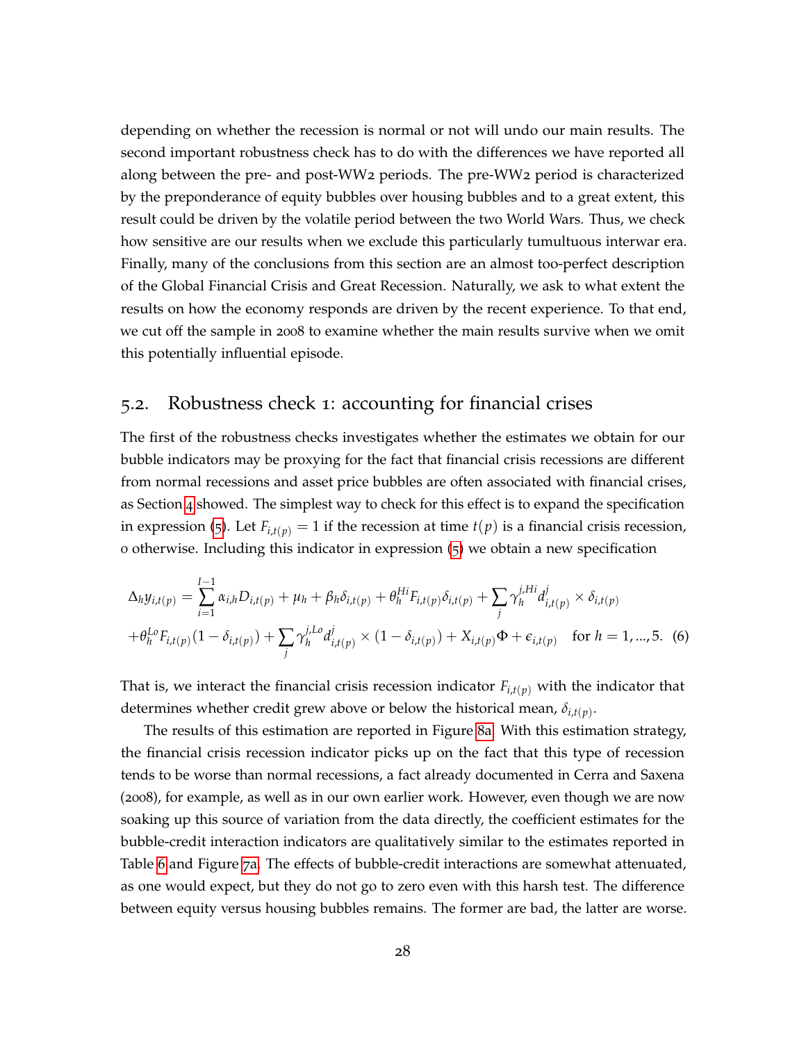depending on whether the recession is normal or not will undo our main results. The second important robustness check has to do with the differences we have reported all along between the pre- and post-WW2 periods. The pre-WW2 period is characterized by the preponderance of equity bubbles over housing bubbles and to a great extent, this result could be driven by the volatile period between the two World Wars. Thus, we check how sensitive are our results when we exclude this particularly tumultuous interwar era. Finally, many of the conclusions from this section are an almost too-perfect description of the Global Financial Crisis and Great Recession. Naturally, we ask to what extent the results on how the economy responds are driven by the recent experience. To that end, we cut off the sample in 2008 to examine whether the main results survive when we omit this potentially influential episode.

## 5.2. Robustness check 1: accounting for financial crises

The first of the robustness checks investigates whether the estimates we obtain for our bubble indicators may be proxying for the fact that financial crisis recessions are different from normal recessions and asset price bubbles are often associated with financial crises, as Section 4 showed. The simplest way to check for this effect is to expand the specification in expression (5). Let $F_{i,t(p)} = 1$ if the recession at time $t(p)$ is a financial crisis recession, 0 otherwise. Including this indicator in expression (5) we obtain a new specification

$$
\begin{aligned}
\Delta_h y_{i,t(p)} = & \sum_{i=1}^{I-1} \alpha_{i,h} D_{i,t(p)} + \mu_h + \beta_h \delta_{i,t(p)} + \theta_h^{Hi} F_{i,t(p)} \delta_{i,t(p)} + \sum_j \gamma_h^{j,Hi} d_{i,t(p)}^j \times \delta_{i,t(p)} \\
& + \theta_h^{Lo} F_{i,t(p)} (1 - \delta_{i,t(p)}) + \sum_j \gamma_h^{j,Lo} d_{i,t(p)}^j \times (1 - \delta_{i,t(p)}) + X_{i,t(p)} \Phi + \epsilon_{i,t(p)} \quad \text{for } h = 1, ..., 5. \quad (6)
\end{aligned}
$$

That is, we interact the financial crisis recession indicator $F_{i,t(p)}$ with the indicator that determines whether credit grew above or below the historical mean, $\delta_{i,t(p)}$.

The results of this estimation are reported in Figure 8a. With this estimation strategy, the financial crisis recession indicator picks up on the fact that this type of recession tends to be worse than normal recessions, a fact already documented in Cerra and Saxena (2008), for example, as well as in our own earlier work. However, even though we are now soaking up this source of variation from the data directly, the coefficient estimates for the bubble-credit interaction indicators are qualitatively similar to the estimates reported in Table 6 and Figure 7a. The effects of bubble-credit interactions are somewhat attenuated, as one would expect, but they do not go to zero even with this harsh test. The difference between equity versus housing bubbles remains. The former are bad, the latter are worse.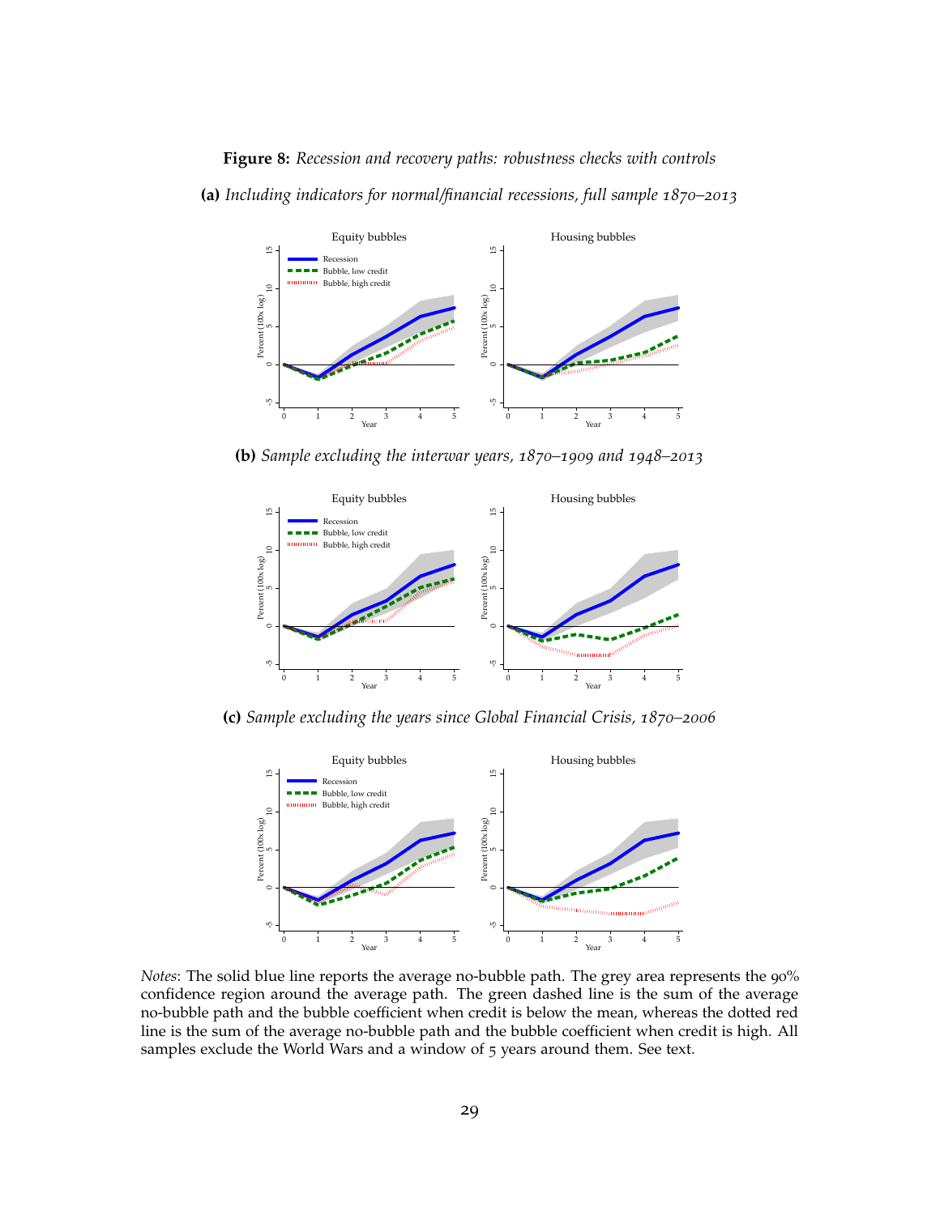**Figure 8:** *Recession and recovery paths: robustness checks with controls*

**(a)** *Including indicators for normal/financial recessions, full sample 1870–2013*

Equity bubbles

Housing bubbles

Recession

Bubble, low credit

Bubble, high credit

Percent (100x log)

15

10

5

0

-5

0 1 2 3 4 5

Year

**(b)** *Sample excluding the interwar years, 1870–1909 and 1948–2013*

Equity bubbles

Housing bubbles

Recession

Bubble, low credit

Bubble, high credit

Percent (100x log)

15

10

5

0

-5

0 1 2 3 4 5

Year

**(c)** *Sample excluding the years since Global Financial Crisis, 1870–2006*

Equity bubbles

Housing bubbles

Recession

Bubble, low credit

Bubble, high credit

Percent (100x log)

15

10

5

0

-5

0 1 2 3 4 5

Year

*Notes*: The solid blue line reports the average no-bubble path. The grey area represents the 90% confidence region around the average path. The green dashed line is the sum of the average no-bubble path and the bubble coefficient when credit is below the mean, whereas the dotted red line is the sum of the average no-bubble path and the bubble coefficient when credit is high. All samples exclude the World Wars and a window of 5 years around them. See text.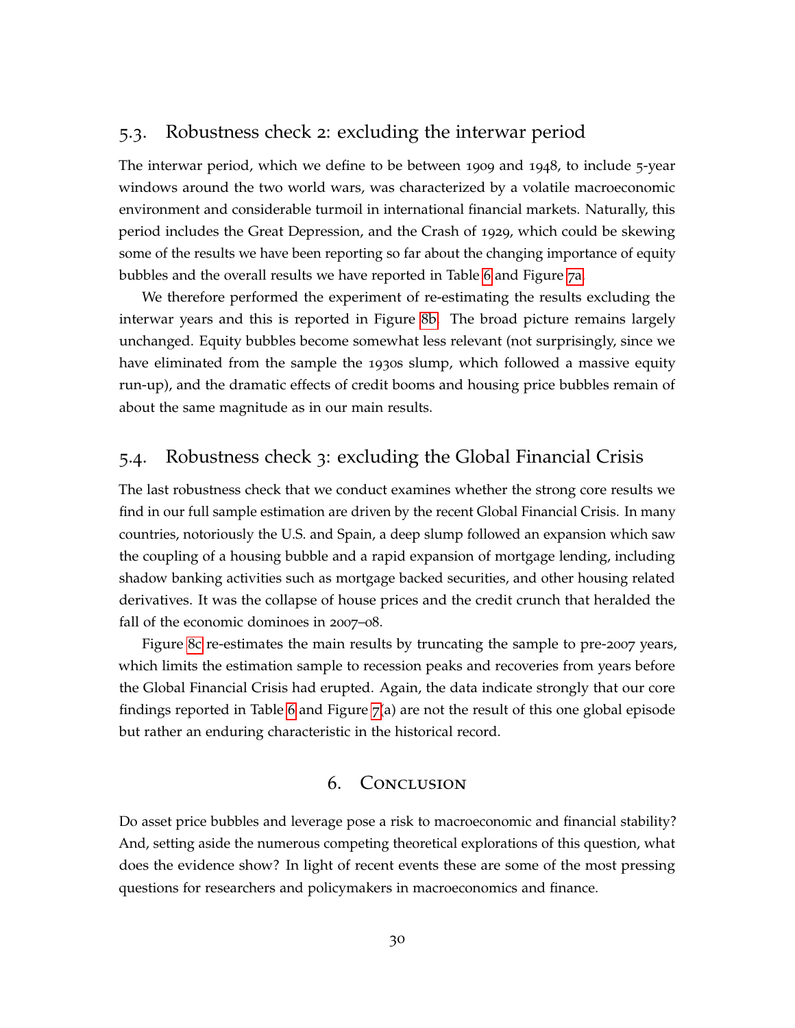### 5.3. Robustness check 2: excluding the interwar period

The interwar period, which we define to be between 1909 and 1948, to include 5-year windows around the two world wars, was characterized by a volatile macroeconomic environment and considerable turmoil in international financial markets. Naturally, this period includes the Great Depression, and the Crash of 1929, which could be skewing some of the results we have been reporting so far about the changing importance of equity bubbles and the overall results we have reported in Table 6 and Figure 7a.

We therefore performed the experiment of re-estimating the results excluding the interwar years and this is reported in Figure 8b. The broad picture remains largely unchanged. Equity bubbles become somewhat less relevant (not surprisingly, since we have eliminated from the sample the 1930s slump, which followed a massive equity run-up), and the dramatic effects of credit booms and housing price bubbles remain of about the same magnitude as in our main results.

### 5.4. Robustness check 3: excluding the Global Financial Crisis

The last robustness check that we conduct examines whether the strong core results we find in our full sample estimation are driven by the recent Global Financial Crisis. In many countries, notoriously the U.S. and Spain, a deep slump followed an expansion which saw the coupling of a housing bubble and a rapid expansion of mortgage lending, including shadow banking activities such as mortgage backed securities, and other housing related derivatives. It was the collapse of house prices and the credit crunch that heralded the fall of the economic dominoes in 2007–08.

Figure 8c re-estimates the main results by truncating the sample to pre-2007 years, which limits the estimation sample to recession peaks and recoveries from years before the Global Financial Crisis had erupted. Again, the data indicate strongly that our core findings reported in Table 6 and Figure 7(a) are not the result of this one global episode but rather an enduring characteristic in the historical record.

## 6. Conclusion

Do asset price bubbles and leverage pose a risk to macroeconomic and financial stability? And, setting aside the numerous competing theoretical explorations of this question, what does the evidence show? In light of recent events these are some of the most pressing questions for researchers and policymakers in macroeconomics and finance.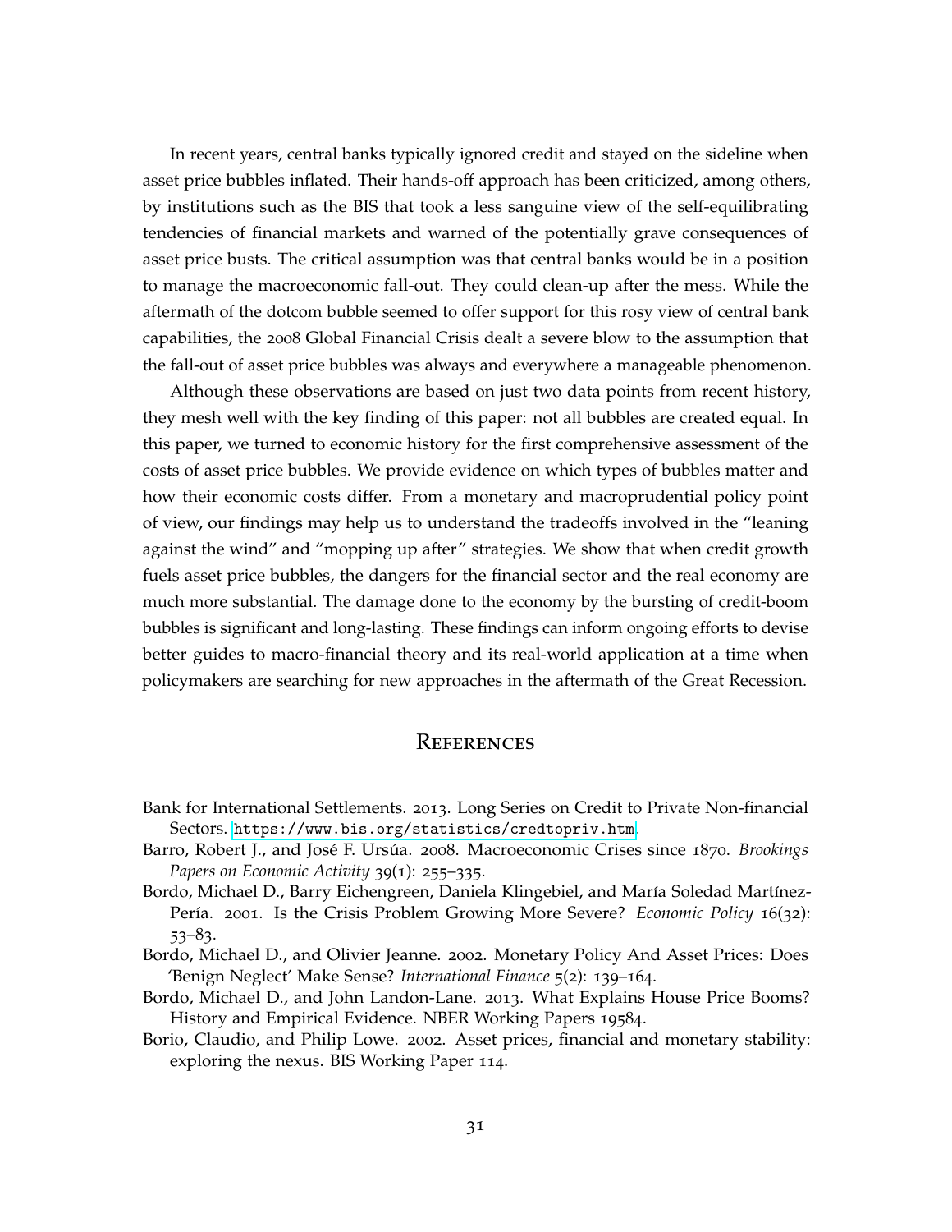In recent years, central banks typically ignored credit and stayed on the sideline when asset price bubbles inflated. Their hands-off approach has been criticized, among others, by institutions such as the BIS that took a less sanguine view of the self-equilibrating tendencies of financial markets and warned of the potentially grave consequences of asset price busts. The critical assumption was that central banks would be in a position to manage the macroeconomic fall-out. They could clean-up after the mess. While the aftermath of the dotcom bubble seemed to offer support for this rosy view of central bank capabilities, the 2008 Global Financial Crisis dealt a severe blow to the assumption that the fall-out of asset price bubbles was always and everywhere a manageable phenomenon.

Although these observations are based on just two data points from recent history, they mesh well with the key finding of this paper: not all bubbles are created equal. In this paper, we turned to economic history for the first comprehensive assessment of the costs of asset price bubbles. We provide evidence on which types of bubbles matter and how their economic costs differ. From a monetary and macroprudential policy point of view, our findings may help us to understand the tradeoffs involved in the "leaning against the wind" and "mopping up after" strategies. We show that when credit growth fuels asset price bubbles, the dangers for the financial sector and the real economy are much more substantial. The damage done to the economy by the bursting of credit-boom bubbles is significant and long-lasting. These findings can inform ongoing efforts to devise better guides to macro-financial theory and its real-world application at a time when policymakers are searching for new approaches in the aftermath of the Great Recession.

## References

Bank for International Settlements. 2013. Long Series on Credit to Private Non-financial Sectors. https://www.bis.org/statistics/credtopriv.htm.

Barro, Robert J., and José F. Ursúa. 2008. Macroeconomic Crises since 1870. *Brookings Papers on Economic Activity* 39(1): 255–335.

Bordo, Michael D., Barry Eichengreen, Daniela Klingebiel, and María Soledad Martínez-Pería. 2001. Is the Crisis Problem Growing More Severe? *Economic Policy* 16(32): 53–83.

Bordo, Michael D., and Olivier Jeanne. 2002. Monetary Policy And Asset Prices: Does 'Benign Neglect' Make Sense? *International Finance* 5(2): 139–164.

Bordo, Michael D., and John Landon-Lane. 2013. What Explains House Price Booms? History and Empirical Evidence. NBER Working Papers 19584.

Borio, Claudio, and Philip Lowe. 2002. Asset prices, financial and monetary stability: exploring the nexus. BIS Working Paper 114.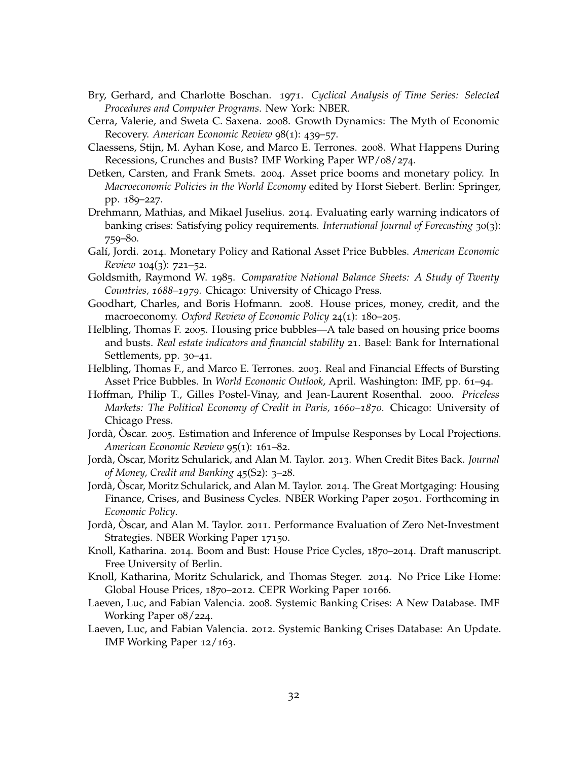Bry, Gerhard, and Charlotte Boschan. 1971. *Cyclical Analysis of Time Series: Selected Procedures and Computer Programs*. New York: NBER.

Cerra, Valerie, and Sweta C. Saxena. 2008. Growth Dynamics: The Myth of Economic Recovery. *American Economic Review* 98(1): 439–57.

Claessens, Stijn, M. Ayhan Kose, and Marco E. Terrones. 2008. What Happens During Recessions, Crunches and Busts? IMF Working Paper WP/08/274.

Detken, Carsten, and Frank Smets. 2004. Asset price booms and monetary policy. In *Macroeconomic Policies in the World Economy* edited by Horst Siebert. Berlin: Springer, pp. 189–227.

Drehmann, Mathias, and Mikael Juselius. 2014. Evaluating early warning indicators of banking crises: Satisfying policy requirements. *International Journal of Forecasting* 30(3): 759–80.

Galí, Jordi. 2014. Monetary Policy and Rational Asset Price Bubbles. *American Economic Review* 104(3): 721–52.

Goldsmith, Raymond W. 1985. *Comparative National Balance Sheets: A Study of Twenty Countries, 1688–1979*. Chicago: University of Chicago Press.

Goodhart, Charles, and Boris Hofmann. 2008. House prices, money, credit, and the macroeconomy. *Oxford Review of Economic Policy* 24(1): 180–205.

Helbling, Thomas F. 2005. Housing price bubbles—A tale based on housing price booms and busts. *Real estate indicators and financial stability* 21. Basel: Bank for International Settlements, pp. 30–41.

Helbling, Thomas F., and Marco E. Terrones. 2003. Real and Financial Effects of Bursting Asset Price Bubbles. In *World Economic Outlook*, April. Washington: IMF, pp. 61–94.

Hoffman, Philip T., Gilles Postel-Vinay, and Jean-Laurent Rosenthal. 2000. *Priceless Markets: The Political Economy of Credit in Paris, 1660–1870*. Chicago: University of Chicago Press.

Jordà, Òscar. 2005. Estimation and Inference of Impulse Responses by Local Projections. *American Economic Review* 95(1): 161–82.

Jordà, Òscar, Moritz Schularick, and Alan M. Taylor. 2013. When Credit Bites Back. *Journal of Money, Credit and Banking* 45(S2): 3–28.

Jordà, Òscar, Moritz Schularick, and Alan M. Taylor. 2014. The Great Mortgaging: Housing Finance, Crises, and Business Cycles. NBER Working Paper 20501. Forthcoming in *Economic Policy*.

Jordà, Òscar, and Alan M. Taylor. 2011. Performance Evaluation of Zero Net-Investment Strategies. NBER Working Paper 17150.

Knoll, Katharina. 2014. Boom and Bust: House Price Cycles, 1870–2014. Draft manuscript. Free University of Berlin.

Knoll, Katharina, Moritz Schularick, and Thomas Steger. 2014. No Price Like Home: Global House Prices, 1870–2012. CEPR Working Paper 10166.

Laeven, Luc, and Fabian Valencia. 2008. Systemic Banking Crises: A New Database. IMF Working Paper 08/224.

Laeven, Luc, and Fabian Valencia. 2012. Systemic Banking Crises Database: An Update. IMF Working Paper 12/163.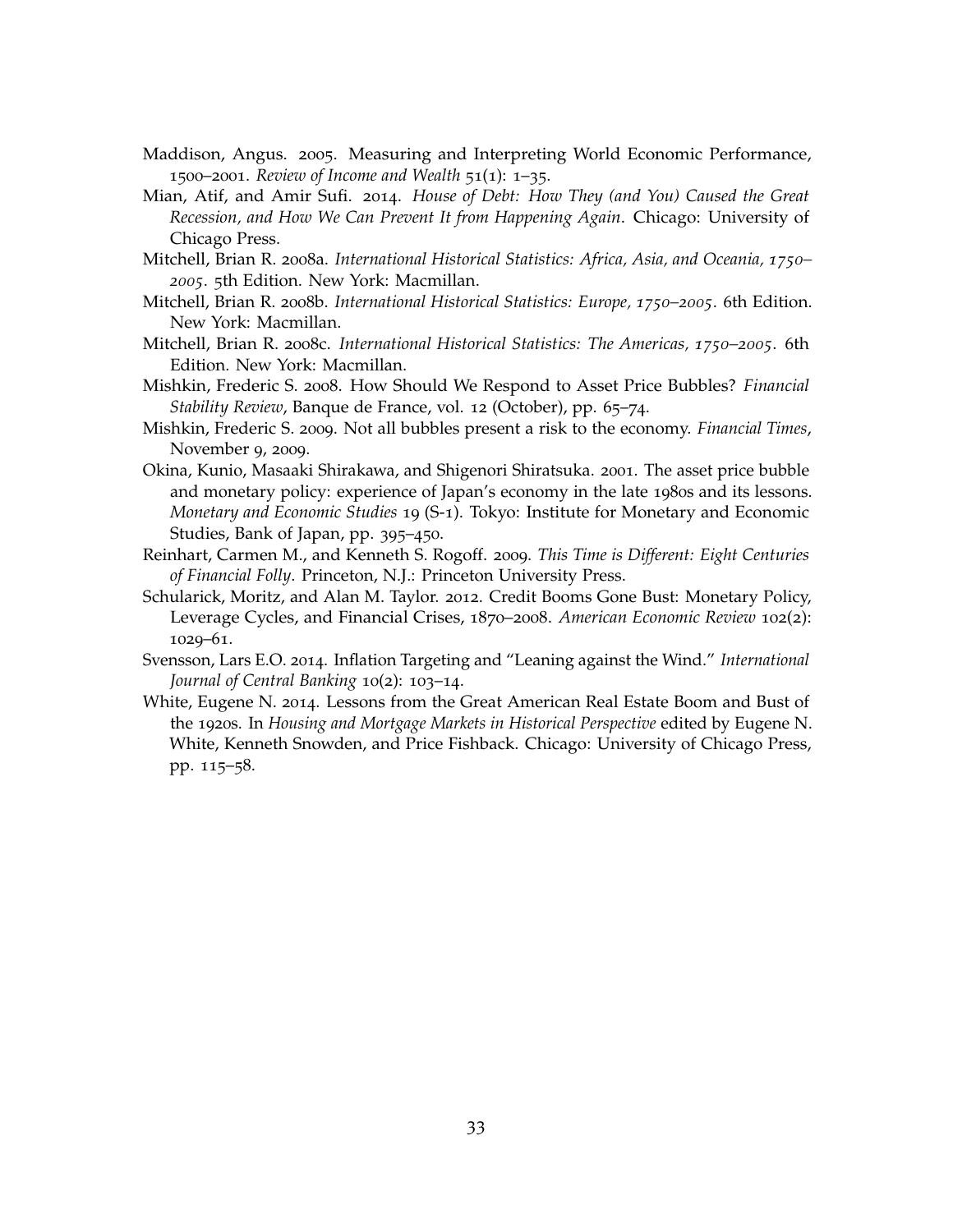Maddison, Angus. 2005. Measuring and Interpreting World Economic Performance, 1500–2001. *Review of Income and Wealth* 51(1): 1–35.

Mian, Atif, and Amir Sufi. 2014. *House of Debt: How They (and You) Caused the Great Recession, and How We Can Prevent It from Happening Again*. Chicago: University of Chicago Press.

Mitchell, Brian R. 2008a. *International Historical Statistics: Africa, Asia, and Oceania, 1750–2005*. 5th Edition. New York: Macmillan.

Mitchell, Brian R. 2008b. *International Historical Statistics: Europe, 1750–2005*. 6th Edition. New York: Macmillan.

Mitchell, Brian R. 2008c. *International Historical Statistics: The Americas, 1750–2005*. 6th Edition. New York: Macmillan.

Mishkin, Frederic S. 2008. How Should We Respond to Asset Price Bubbles? *Financial Stability Review*, Banque de France, vol. 12 (October), pp. 65–74.

Mishkin, Frederic S. 2009. Not all bubbles present a risk to the economy. *Financial Times*, November 9, 2009.

Okina, Kunio, Masaaki Shirakawa, and Shigenori Shiratsuka. 2001. The asset price bubble and monetary policy: experience of Japan's economy in the late 1980s and its lessons. *Monetary and Economic Studies* 19 (S-1). Tokyo: Institute for Monetary and Economic Studies, Bank of Japan, pp. 395–450.

Reinhart, Carmen M., and Kenneth S. Rogoff. 2009. *This Time is Different: Eight Centuries of Financial Folly.* Princeton, N.J.: Princeton University Press.

Schularick, Moritz, and Alan M. Taylor. 2012. Credit Booms Gone Bust: Monetary Policy, Leverage Cycles, and Financial Crises, 1870–2008. *American Economic Review* 102(2): 1029–61.

Svensson, Lars E.O. 2014. Inflation Targeting and "Leaning against the Wind." *International Journal of Central Banking* 10(2): 103–14.

White, Eugene N. 2014. Lessons from the Great American Real Estate Boom and Bust of the 1920s. In *Housing and Mortgage Markets in Historical Perspective* edited by Eugene N. White, Kenneth Snowden, and Price Fishback. Chicago: University of Chicago Press, pp. 115–58.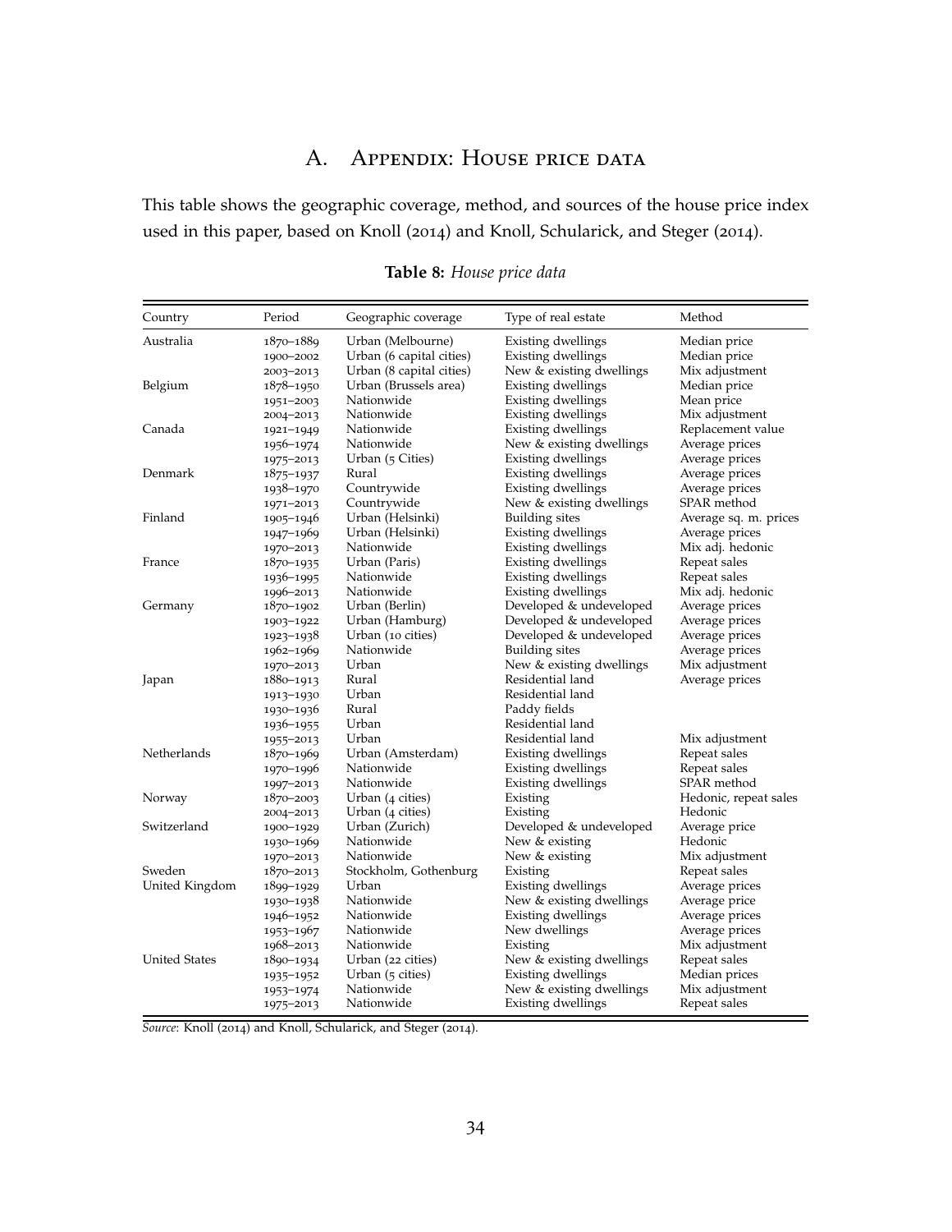# A. Appendix: House price data

This table shows the geographic coverage, method, and sources of the house price index used in this paper, based on Knoll (2014) and Knoll, Schularick, and Steger (2014).

**Table 8:** *House price data*

| Country | Period | Geographic coverage | Type of real estate | Method |
|---|---|---|---|---|
| Australia | 1870–1889 | Urban (Melbourne) | Existing dwellings | Median price |
| | 1900–2002 | Urban (6 capital cities) | Existing dwellings | Median price |
| | 2003–2013 | Urban (8 capital cities) | New & existing dwellings | Mix adjustment |
| Belgium | 1878–1950 | Urban (Brussels area) | Existing dwellings | Median price |
| | 1951–2003 | Nationwide | Existing dwellings | Mean price |
| | 2004–2013 | Nationwide | Existing dwellings | Mix adjustment |
| Canada | 1921–1949 | Nationwide | Existing dwellings | Replacement value |
| | 1956–1974 | Nationwide | New & existing dwellings | Average prices |
| | 1975–2013 | Urban (5 Cities) | Existing dwellings | Average prices |
| Denmark | 1875–1937 | Rural | Existing dwellings | Average prices |
| | 1938–1970 | Countrywide | Existing dwellings | Average prices |
| | 1971–2013 | Countrywide | New & existing dwellings | SPAR method |
| Finland | 1905–1946 | Urban (Helsinki) | Building sites | Average sq. m. prices |
| | 1947–1969 | Urban (Helsinki) | Existing dwellings | Average prices |
| | 1970–2013 | Nationwide | Existing dwellings | Mix adj. hedonic |
| France | 1870–1935 | Urban (Paris) | Existing dwellings | Repeat sales |
| | 1936–1995 | Nationwide | Existing dwellings | Repeat sales |
| | 1996–2013 | Nationwide | Existing dwellings | Mix adj. hedonic |
| Germany | 1870–1902 | Urban (Berlin) | Developed & undeveloped | Average prices |
| | 1903–1922 | Urban (Hamburg) | Developed & undeveloped | Average prices |
| | 1923–1938 | Urban (10 cities) | Developed & undeveloped | Average prices |
| | 1962–1969 | Nationwide | Building sites | Average prices |
| | 1970–2013 | Urban | New & existing dwellings | Mix adjustment |
| Japan | 1880–1913 | Rural | Residential land | Average prices |
| | 1913–1930 | Urban | Residential land | |
| | 1930–1936 | Rural | Paddy fields | |
| | 1936–1955 | Urban | Residential land | |
| | 1955–2013 | Urban | Residential land | Mix adjustment |
| Netherlands | 1870–1969 | Urban (Amsterdam) | Existing dwellings | Repeat sales |
| | 1970–1996 | Nationwide | Existing dwellings | Repeat sales |
| | 1997–2013 | Nationwide | Existing dwellings | SPAR method |
| Norway | 1870–2003 | Urban (4 cities) | Existing | Hedonic, repeat sales |
| | 2004–2013 | Urban (4 cities) | Existing | Hedonic |
| Switzerland | 1900–1929 | Urban (Zurich) | Developed & undeveloped | Average price |
| | 1930–1969 | Nationwide | New & existing | Hedonic |
| | 1970–2013 | Nationwide | New & existing | Mix adjustment |
| Sweden | 1870–2013 | Stockholm, Gothenburg | Existing | Repeat sales |
| United Kingdom | 1899–1929 | Urban | Existing dwellings | Average prices |
| | 1930–1938 | Nationwide | New & existing dwellings | Average price |
| | 1946–1952 | Nationwide | Existing dwellings | Average prices |
| | 1953–1967 | Nationwide | New dwellings | Average prices |
| | 1968–2013 | Nationwide | Existing | Mix adjustment |
| United States | 1890–1934 | Urban (22 cities) | New & existing dwellings | Repeat sales |
| | 1935–1952 | Urban (5 cities) | Existing dwellings | Median prices |
| | 1953–1974 | Nationwide | New & existing dwellings | Mix adjustment |
| | 1975–2013 | Nationwide | Existing dwellings | Repeat sales |

*Source*: Knoll (2014) and Knoll, Schularick, and Steger (2014).